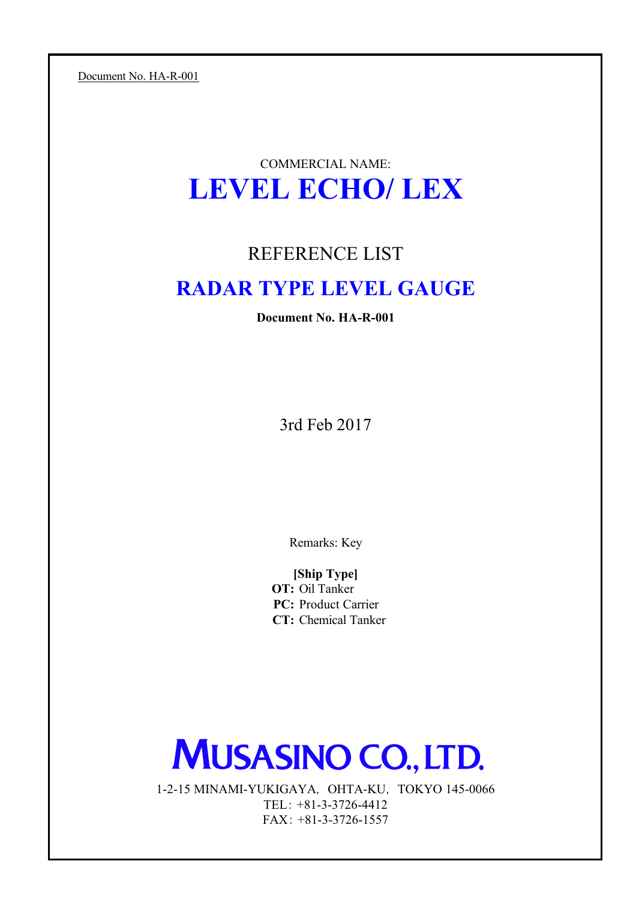Document No. HA-R-001

COMMERCIAL NAME:

# LEVEL ECHO/ LEX

## REFERENCE LIST

## RADAR TYPE LEVEL GAUGE

**Document No. HA-R-001**

3rd Feb 2017

Remarks: Key

**[Ship Type]**

**OT:** Oil Tanker

**PC:** Product Carrier

**CT:** Chemical Tanker

# MUSASINO CO., LTD.

1-2-15 MINAMI-YUKIGAYA, OHTA-KU, TOKYO 145-0066

TEL: +81-3-3726-4412

FAX: +81-3-3726-1557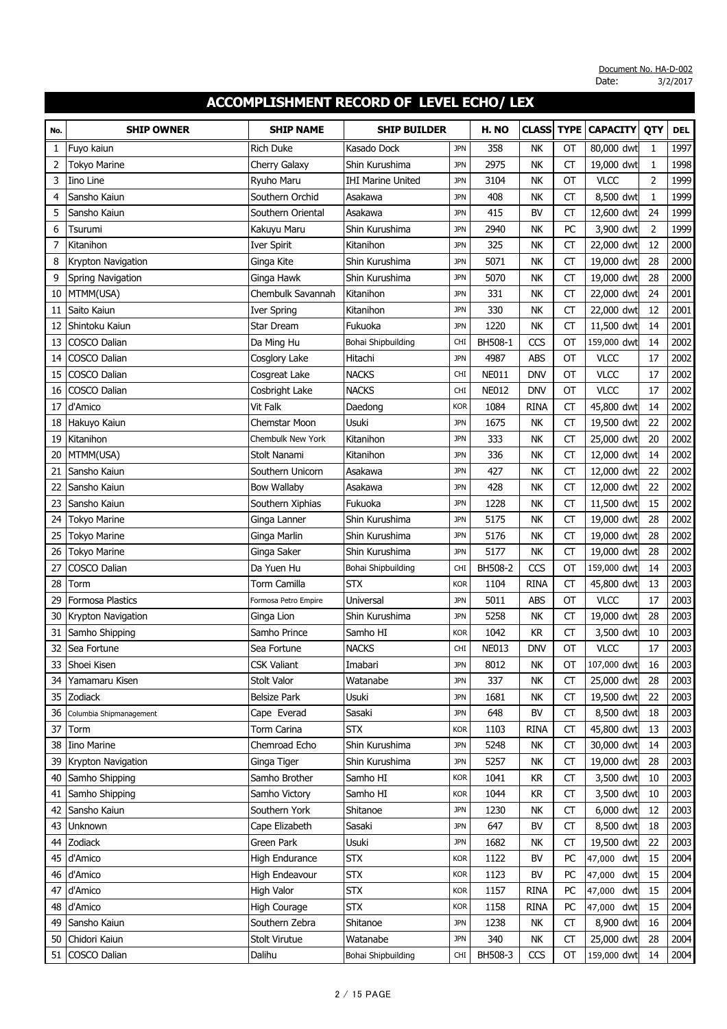Document No. HA-D-002
Date: 3/2/2017

# ACCOMPLISHMENT RECORD OF LEVEL ECHO/ LEX

| No. | SHIP OWNER | SHIP NAME | SHIP BUILDER | | H. NO | CLASS | TYPE | CAPACITY | QTY | DEL |
|---|---|---|---|---|---|---|---|---|---|---|
| 1 | Fuyo kaiun | Rich Duke | Kasado Dock | JPN | 358 | NK | OT | 80,000 dwt | 1 | 1997 |
| 2 | Tokyo Marine | Cherry Galaxy | Shin Kurushima | JPN | 2975 | NK | CT | 19,000 dwt | 1 | 1998 |
| 3 | Iino Line | Ryuho Maru | IHI Marine United | JPN | 3104 | NK | OT | VLCC | 2 | 1999 |
| 4 | Sansho Kaiun | Southern Orchid | Asakawa | JPN | 408 | NK | CT | 8,500 dwt | 1 | 1999 |
| 5 | Sansho Kaiun | Southern Oriental | Asakawa | JPN | 415 | BV | CT | 12,600 dwt | 24 | 1999 |
| 6 | Tsurumi | Kakuyu Maru | Shin Kurushima | JPN | 2940 | NK | PC | 3,900 dwt | 2 | 1999 |
| 7 | Kitanihon | Iver Spirit | Kitanihon | JPN | 325 | NK | CT | 22,000 dwt | 12 | 2000 |
| 8 | Krypton Navigation | Ginga Kite | Shin Kurushima | JPN | 5071 | NK | CT | 19,000 dwt | 28 | 2000 |
| 9 | Spring Navigation | Ginga Hawk | Shin Kurushima | JPN | 5070 | NK | CT | 19,000 dwt | 28 | 2000 |
| 10 | MTMM(USA) | Chembulk Savannah | Kitanihon | JPN | 331 | NK | CT | 22,000 dwt | 24 | 2001 |
| 11 | Saito Kaiun | Iver Spring | Kitanihon | JPN | 330 | NK | CT | 22,000 dwt | 12 | 2001 |
| 12 | Shintoku Kaiun | Star Dream | Fukuoka | JPN | 1220 | NK | CT | 11,500 dwt | 14 | 2001 |
| 13 | COSCO Dalian | Da Ming Hu | Bohai Shipbuilding | CHI | BH508-1 | CCS | OT | 159,000 dwt | 14 | 2002 |
| 14 | COSCO Dalian | Cosglory Lake | Hitachi | JPN | 4987 | ABS | OT | VLCC | 17 | 2002 |
| 15 | COSCO Dalian | Cosgreat Lake | NACKS | CHI | NE011 | DNV | OT | VLCC | 17 | 2002 |
| 16 | COSCO Dalian | Cosbright Lake | NACKS | CHI | NE012 | DNV | OT | VLCC | 17 | 2002 |
| 17 | d'Amico | Vit Falk | Daedong | KOR | 1084 | RINA | CT | 45,800 dwt | 14 | 2002 |
| 18 | Hakuyo Kaiun | Chemstar Moon | Usuki | JPN | 1675 | NK | CT | 19,500 dwt | 22 | 2002 |
| 19 | Kitanihon | Chembulk New York | Kitanihon | JPN | 333 | NK | CT | 25,000 dwt | 20 | 2002 |
| 20 | MTMM(USA) | Stolt Nanami | Kitanihon | JPN | 336 | NK | CT | 12,000 dwt | 14 | 2002 |
| 21 | Sansho Kaiun | Southern Unicorn | Asakawa | JPN | 427 | NK | CT | 12,000 dwt | 22 | 2002 |
| 22 | Sansho Kaiun | Bow Wallaby | Asakawa | JPN | 428 | NK | CT | 12,000 dwt | 22 | 2002 |
| 23 | Sansho Kaiun | Southern Xiphias | Fukuoka | JPN | 1228 | NK | CT | 11,500 dwt | 15 | 2002 |
| 24 | Tokyo Marine | Ginga Lanner | Shin Kurushima | JPN | 5175 | NK | CT | 19,000 dwt | 28 | 2002 |
| 25 | Tokyo Marine | Ginga Marlin | Shin Kurushima | JPN | 5176 | NK | CT | 19,000 dwt | 28 | 2002 |
| 26 | Tokyo Marine | Ginga Saker | Shin Kurushima | JPN | 5177 | NK | CT | 19,000 dwt | 28 | 2002 |
| 27 | COSCO Dalian | Da Yuen Hu | Bohai Shipbuilding | CHI | BH508-2 | CCS | OT | 159,000 dwt | 14 | 2003 |
| 28 | Torm | Torm Camilla | STX | KOR | 1104 | RINA | CT | 45,800 dwt | 13 | 2003 |
| 29 | Formosa Plastics | Formosa Petro Empire | Universal | JPN | 5011 | ABS | OT | VLCC | 17 | 2003 |
| 30 | Krypton Navigation | Ginga Lion | Shin Kurushima | JPN | 5258 | NK | CT | 19,000 dwt | 28 | 2003 |
| 31 | Samho Shipping | Samho Prince | Samho HI | KOR | 1042 | KR | CT | 3,500 dwt | 10 | 2003 |
| 32 | Sea Fortune | Sea Fortune | NACKS | CHI | NE013 | DNV | OT | VLCC | 17 | 2003 |
| 33 | Shoei Kisen | CSK Valiant | Imabari | JPN | 8012 | NK | OT | 107,000 dwt | 16 | 2003 |
| 34 | Yamamaru Kisen | Stolt Valor | Watanabe | JPN | 337 | NK | CT | 25,000 dwt | 28 | 2003 |
| 35 | Zodiack | Belsize Park | Usuki | JPN | 1681 | NK | CT | 19,500 dwt | 22 | 2003 |
| 36 | Columbia Shipmanagement | Cape Everad | Sasaki | JPN | 648 | BV | CT | 8,500 dwt | 18 | 2003 |
| 37 | Torm | Torm Carina | STX | KOR | 1103 | RINA | CT | 45,800 dwt | 13 | 2003 |
| 38 | Iino Marine | Chemroad Echo | Shin Kurushima | JPN | 5248 | NK | CT | 30,000 dwt | 14 | 2003 |
| 39 | Krypton Navigation | Ginga Tiger | Shin Kurushima | JPN | 5257 | NK | CT | 19,000 dwt | 28 | 2003 |
| 40 | Samho Shipping | Samho Brother | Samho HI | KOR | 1041 | KR | CT | 3,500 dwt | 10 | 2003 |
| 41 | Samho Shipping | Samho Victory | Samho HI | KOR | 1044 | KR | CT | 3,500 dwt | 10 | 2003 |
| 42 | Sansho Kaiun | Southern York | Shitanoe | JPN | 1230 | NK | CT | 6,000 dwt | 12 | 2003 |
| 43 | Unknown | Cape Elizabeth | Sasaki | JPN | 647 | BV | CT | 8,500 dwt | 18 | 2003 |
| 44 | Zodiack | Green Park | Usuki | JPN | 1682 | NK | CT | 19,500 dwt | 22 | 2003 |
| 45 | d'Amico | High Endurance | STX | KOR | 1122 | BV | PC | 47,000 dwt | 15 | 2004 |
| 46 | d'Amico | High Endeavour | STX | KOR | 1123 | BV | PC | 47,000 dwt | 15 | 2004 |
| 47 | d'Amico | High Valor | STX | KOR | 1157 | RINA | PC | 47,000 dwt | 15 | 2004 |
| 48 | d'Amico | High Courage | STX | KOR | 1158 | RINA | PC | 47,000 dwt | 15 | 2004 |
| 49 | Sansho Kaiun | Southern Zebra | Shitanoe | JPN | 1238 | NK | CT | 8,900 dwt | 16 | 2004 |
| 50 | Chidori Kaiun | Stolt Virutue | Watanabe | JPN | 340 | NK | CT | 25,000 dwt | 28 | 2004 |
| 51 | COSCO Dalian | Dalihu | Bohai Shipbuilding | CHI | BH508-3 | CCS | OT | 159,000 dwt | 14 | 2004 |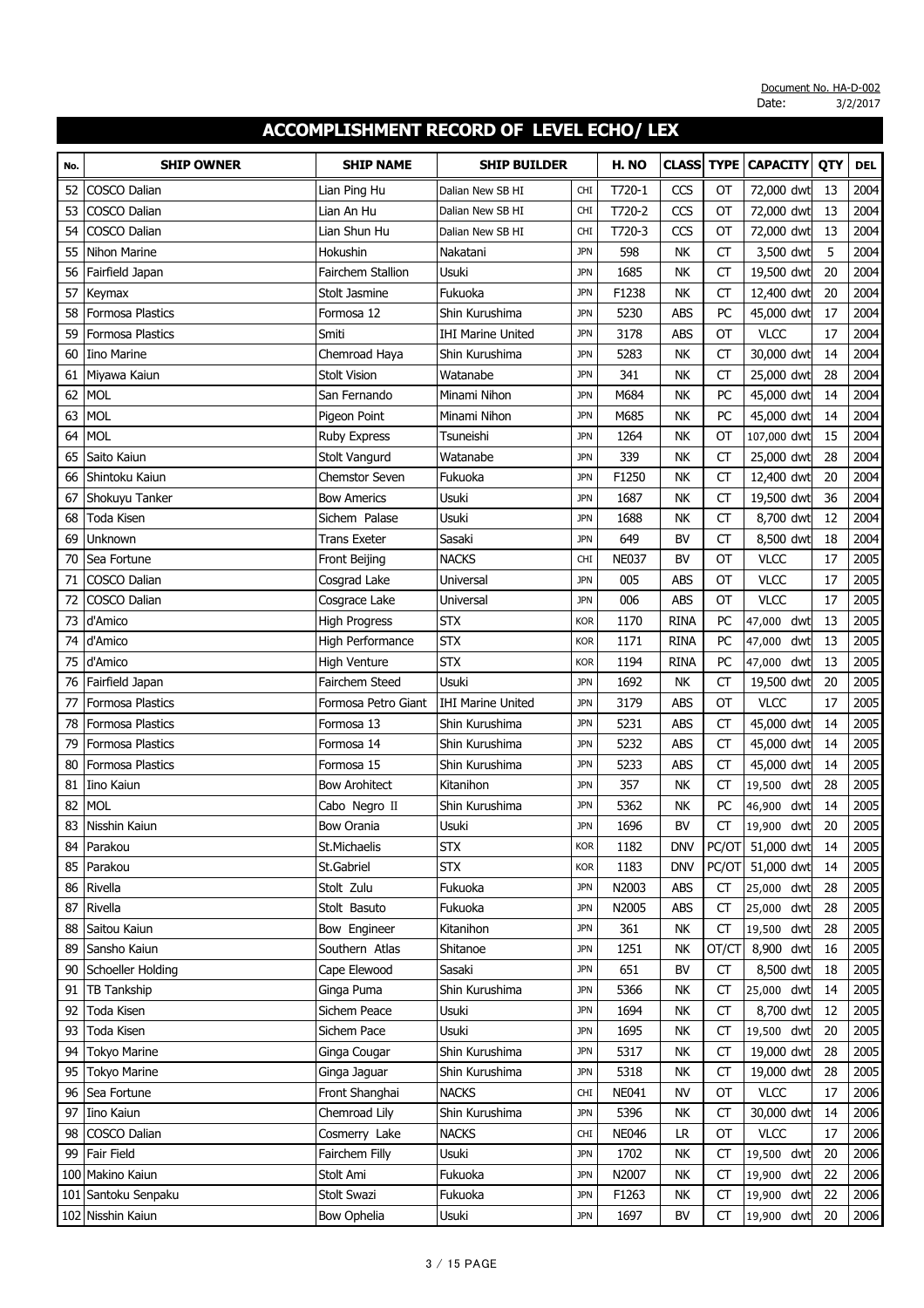Document No. HA-D-002
Date: 3/2/2017

# ACCOMPLISHMENT RECORD OF LEVEL ECHO/ LEX

| No. | SHIP OWNER | SHIP NAME | SHIP BUILDER | | H. NO | CLASS | TYPE | CAPACITY | QTY | DEL |
|---|---|---|---|---|---|---|---|---|---|---|
| 52 | COSCO Dalian | Lian Ping Hu | Dalian New SB HI | CHI | T720-1 | CCS | OT | 72,000 dwt | 13 | 2004 |
| 53 | COSCO Dalian | Lian An Hu | Dalian New SB HI | CHI | T720-2 | CCS | OT | 72,000 dwt | 13 | 2004 |
| 54 | COSCO Dalian | Lian Shun Hu | Dalian New SB HI | CHI | T720-3 | CCS | OT | 72,000 dwt | 13 | 2004 |
| 55 | Nihon Marine | Hokushin | Nakatani | JPN | 598 | NK | CT | 3,500 dwt | 5 | 2004 |
| 56 | Fairfield Japan | Fairchem Stallion | Usuki | JPN | 1685 | NK | CT | 19,500 dwt | 20 | 2004 |
| 57 | Keymax | Stolt Jasmine | Fukuoka | JPN | F1238 | NK | CT | 12,400 dwt | 20 | 2004 |
| 58 | Formosa Plastics | Formosa 12 | Shin Kurushima | JPN | 5230 | ABS | PC | 45,000 dwt | 17 | 2004 |
| 59 | Formosa Plastics | Smiti | IHI Marine United | JPN | 3178 | ABS | OT | VLCC | 17 | 2004 |
| 60 | Iino Marine | Chemroad Haya | Shin Kurushima | JPN | 5283 | NK | CT | 30,000 dwt | 14 | 2004 |
| 61 | Miyawa Kaiun | Stolt Vision | Watanabe | JPN | 341 | NK | CT | 25,000 dwt | 28 | 2004 |
| 62 | MOL | San Fernando | Minami Nihon | JPN | M684 | NK | PC | 45,000 dwt | 14 | 2004 |
| 63 | MOL | Pigeon Point | Minami Nihon | JPN | M685 | NK | PC | 45,000 dwt | 14 | 2004 |
| 64 | MOL | Ruby Express | Tsuneishi | JPN | 1264 | NK | OT | 107,000 dwt | 15 | 2004 |
| 65 | Saito Kaiun | Stolt Vangurd | Watanabe | JPN | 339 | NK | CT | 25,000 dwt | 28 | 2004 |
| 66 | Shintoku Kaiun | Chemstor Seven | Fukuoka | JPN | F1250 | NK | CT | 12,400 dwt | 20 | 2004 |
| 67 | Shokuyu Tanker | Bow Americs | Usuki | JPN | 1687 | NK | CT | 19,500 dwt | 36 | 2004 |
| 68 | Toda Kisen | Sichem Palase | Usuki | JPN | 1688 | NK | CT | 8,700 dwt | 12 | 2004 |
| 69 | Unknown | Trans Exeter | Sasaki | JPN | 649 | BV | CT | 8,500 dwt | 18 | 2004 |
| 70 | Sea Fortune | Front Beijing | NACKS | CHI | NE037 | BV | OT | VLCC | 17 | 2005 |
| 71 | COSCO Dalian | Cosgrad Lake | Universal | JPN | 005 | ABS | OT | VLCC | 17 | 2005 |
| 72 | COSCO Dalian | Cosgrace Lake | Universal | JPN | 006 | ABS | OT | VLCC | 17 | 2005 |
| 73 | d'Amico | High Progress | STX | KOR | 1170 | RINA | PC | 47,000 dwt | 13 | 2005 |
| 74 | d'Amico | High Performance | STX | KOR | 1171 | RINA | PC | 47,000 dwt | 13 | 2005 |
| 75 | d'Amico | High Venture | STX | KOR | 1194 | RINA | PC | 47,000 dwt | 13 | 2005 |
| 76 | Fairfield Japan | Fairchem Steed | Usuki | JPN | 1692 | NK | CT | 19,500 dwt | 20 | 2005 |
| 77 | Formosa Plastics | Formosa Petro Giant | IHI Marine United | JPN | 3179 | ABS | OT | VLCC | 17 | 2005 |
| 78 | Formosa Plastics | Formosa 13 | Shin Kurushima | JPN | 5231 | ABS | CT | 45,000 dwt | 14 | 2005 |
| 79 | Formosa Plastics | Formosa 14 | Shin Kurushima | JPN | 5232 | ABS | CT | 45,000 dwt | 14 | 2005 |
| 80 | Formosa Plastics | Formosa 15 | Shin Kurushima | JPN | 5233 | ABS | CT | 45,000 dwt | 14 | 2005 |
| 81 | Iino Kaiun | Bow Arohitect | Kitanihon | JPN | 357 | NK | CT | 19,500 dwt | 28 | 2005 |
| 82 | MOL | Cabo Negro II | Shin Kurushima | JPN | 5362 | NK | PC | 46,900 dwt | 14 | 2005 |
| 83 | Nisshin Kaiun | Bow Orania | Usuki | JPN | 1696 | BV | CT | 19,900 dwt | 20 | 2005 |
| 84 | Parakou | St.Michaelis | STX | KOR | 1182 | DNV | PC/OT | 51,000 dwt | 14 | 2005 |
| 85 | Parakou | St.Gabriel | STX | KOR | 1183 | DNV | PC/OT | 51,000 dwt | 14 | 2005 |
| 86 | Rivella | Stolt Zulu | Fukuoka | JPN | N2003 | ABS | CT | 25,000 dwt | 28 | 2005 |
| 87 | Rivella | Stolt Basuto | Fukuoka | JPN | N2005 | ABS | CT | 25,000 dwt | 28 | 2005 |
| 88 | Saitou Kaiun | Bow Engineer | Kitanihon | JPN | 361 | NK | CT | 19,500 dwt | 28 | 2005 |
| 89 | Sansho Kaiun | Southern Atlas | Shitanoe | JPN | 1251 | NK | OT/CT | 8,900 dwt | 16 | 2005 |
| 90 | Schoeller Holding | Cape Elewood | Sasaki | JPN | 651 | BV | CT | 8,500 dwt | 18 | 2005 |
| 91 | TB Tankship | Ginga Puma | Shin Kurushima | JPN | 5366 | NK | CT | 25,000 dwt | 14 | 2005 |
| 92 | Toda Kisen | Sichem Peace | Usuki | JPN | 1694 | NK | CT | 8,700 dwt | 12 | 2005 |
| 93 | Toda Kisen | Sichem Pace | Usuki | JPN | 1695 | NK | CT | 19,500 dwt | 20 | 2005 |
| 94 | Tokyo Marine | Ginga Cougar | Shin Kurushima | JPN | 5317 | NK | CT | 19,000 dwt | 28 | 2005 |
| 95 | Tokyo Marine | Ginga Jaguar | Shin Kurushima | JPN | 5318 | NK | CT | 19,000 dwt | 28 | 2005 |
| 96 | Sea Fortune | Front Shanghai | NACKS | CHI | NE041 | NV | OT | VLCC | 17 | 2006 |
| 97 | Iino Kaiun | Chemroad Lily | Shin Kurushima | JPN | 5396 | NK | CT | 30,000 dwt | 14 | 2006 |
| 98 | COSCO Dalian | Cosmerry Lake | NACKS | CHI | NE046 | LR | OT | VLCC | 17 | 2006 |
| 99 | Fair Field | Fairchem Filly | Usuki | JPN | 1702 | NK | CT | 19,500 dwt | 20 | 2006 |
| 100 | Makino Kaiun | Stolt Ami | Fukuoka | JPN | N2007 | NK | CT | 19,900 dwt | 22 | 2006 |
| 101 | Santoku Senpaku | Stolt Swazi | Fukuoka | JPN | F1263 | NK | CT | 19,900 dwt | 22 | 2006 |
| 102 | Nisshin Kaiun | Bow Ophelia | Usuki | JPN | 1697 | BV | CT | 19,900 dwt | 20 | 2006 |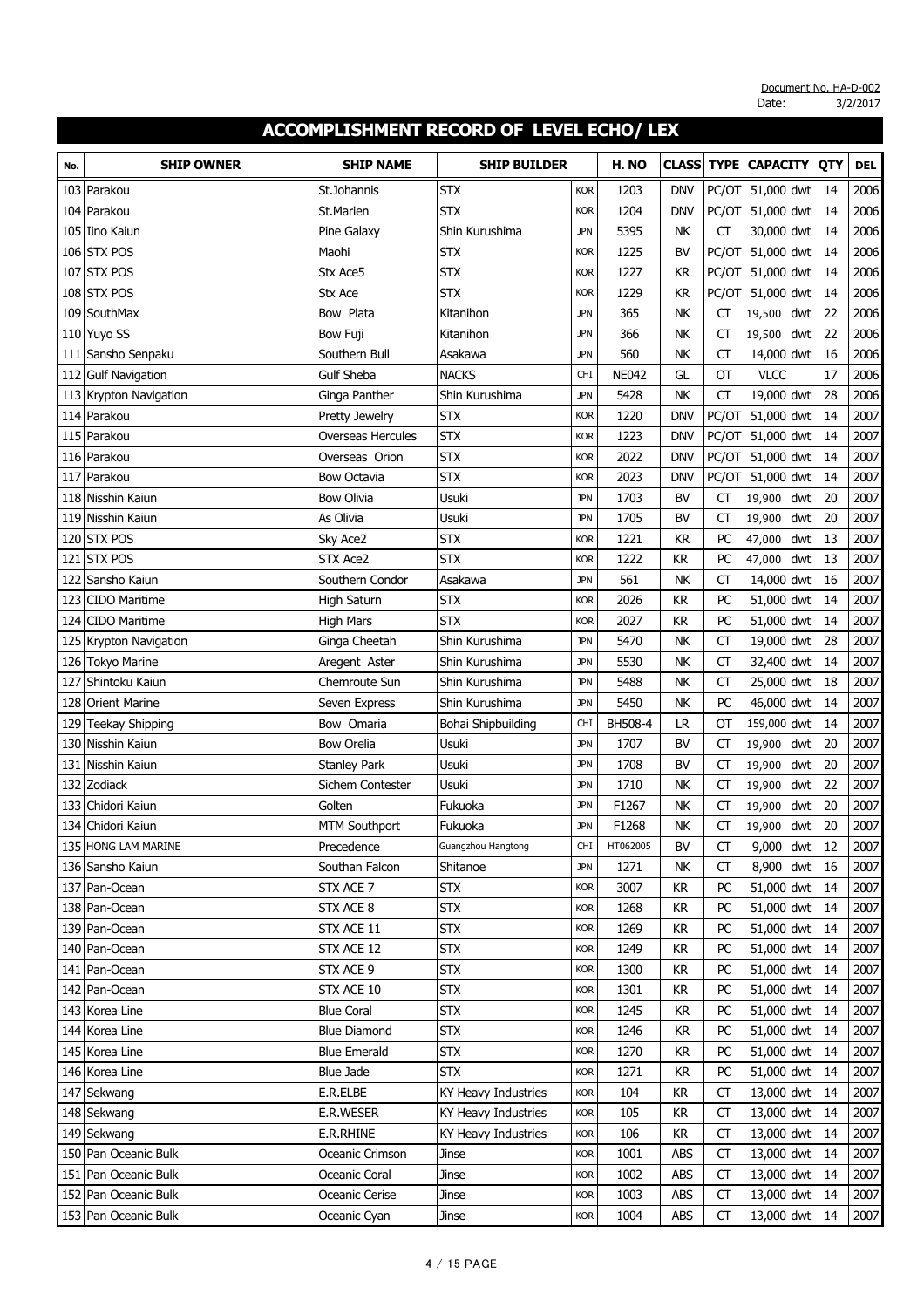Document No. HA-D-002
Date: 3/2/2017

# ACCOMPLISHMENT RECORD OF LEVEL ECHO/ LEX

| No. | SHIP OWNER | SHIP NAME | SHIP BUILDER | | H. NO | CLASS | TYPE | CAPACITY | QTY | DEL |
|---|---|---|---|---|---|---|---|---|---|---|
| 103 | Parakou | St.Johannis | STX | KOR | 1203 | DNV | PC/OT | 51,000 dwt | 14 | 2006 |
| 104 | Parakou | St.Marien | STX | KOR | 1204 | DNV | PC/OT | 51,000 dwt | 14 | 2006 |
| 105 | Iino Kaiun | Pine Galaxy | Shin Kurushima | JPN | 5395 | NK | CT | 30,000 dwt | 14 | 2006 |
| 106 | STX POS | Maohi | STX | KOR | 1225 | BV | PC/OT | 51,000 dwt | 14 | 2006 |
| 107 | STX POS | Stx Ace5 | STX | KOR | 1227 | KR | PC/OT | 51,000 dwt | 14 | 2006 |
| 108 | STX POS | Stx Ace | STX | KOR | 1229 | KR | PC/OT | 51,000 dwt | 14 | 2006 |
| 109 | SouthMax | Bow Plata | Kitanihon | JPN | 365 | NK | CT | 19,500 dwt | 22 | 2006 |
| 110 | Yuyo SS | Bow Fuji | Kitanihon | JPN | 366 | NK | CT | 19,500 dwt | 22 | 2006 |
| 111 | Sansho Senpaku | Southern Bull | Asakawa | JPN | 560 | NK | CT | 14,000 dwt | 16 | 2006 |
| 112 | Gulf Navigation | Gulf Sheba | NACKS | CHI | NE042 | GL | OT | VLCC | 17 | 2006 |
| 113 | Krypton Navigation | Ginga Panther | Shin Kurushima | JPN | 5428 | NK | CT | 19,000 dwt | 28 | 2006 |
| 114 | Parakou | Pretty Jewelry | STX | KOR | 1220 | DNV | PC/OT | 51,000 dwt | 14 | 2007 |
| 115 | Parakou | Overseas Hercules | STX | KOR | 1223 | DNV | PC/OT | 51,000 dwt | 14 | 2007 |
| 116 | Parakou | Overseas Orion | STX | KOR | 2022 | DNV | PC/OT | 51,000 dwt | 14 | 2007 |
| 117 | Parakou | Bow Octavia | STX | KOR | 2023 | DNV | PC/OT | 51,000 dwt | 14 | 2007 |
| 118 | Nisshin Kaiun | Bow Olivia | Usuki | JPN | 1703 | BV | CT | 19,900 dwt | 20 | 2007 |
| 119 | Nisshin Kaiun | As Olivia | Usuki | JPN | 1705 | BV | CT | 19,900 dwt | 20 | 2007 |
| 120 | STX POS | Sky Ace2 | STX | KOR | 1221 | KR | PC | 47,000 dwt | 13 | 2007 |
| 121 | STX POS | STX Ace2 | STX | KOR | 1222 | KR | PC | 47,000 dwt | 13 | 2007 |
| 122 | Sansho Kaiun | Southern Condor | Asakawa | JPN | 561 | NK | CT | 14,000 dwt | 16 | 2007 |
| 123 | CIDO Maritime | High Saturn | STX | KOR | 2026 | KR | PC | 51,000 dwt | 14 | 2007 |
| 124 | CIDO Maritime | High Mars | STX | KOR | 2027 | KR | PC | 51,000 dwt | 14 | 2007 |
| 125 | Krypton Navigation | Ginga Cheetah | Shin Kurushima | JPN | 5470 | NK | CT | 19,000 dwt | 28 | 2007 |
| 126 | Tokyo Marine | Aregent Aster | Shin Kurushima | JPN | 5530 | NK | CT | 32,400 dwt | 14 | 2007 |
| 127 | Shintoku Kaiun | Chemroute Sun | Shin Kurushima | JPN | 5488 | NK | CT | 25,000 dwt | 18 | 2007 |
| 128 | Orient Marine | Seven Express | Shin Kurushima | JPN | 5450 | NK | PC | 46,000 dwt | 14 | 2007 |
| 129 | Teekay Shipping | Bow Omaria | Bohai Shipbuilding | CHI | BH508-4 | LR | OT | 159,000 dwt | 14 | 2007 |
| 130 | Nisshin Kaiun | Bow Orelia | Usuki | JPN | 1707 | BV | CT | 19,900 dwt | 20 | 2007 |
| 131 | Nisshin Kaiun | Stanley Park | Usuki | JPN | 1708 | BV | CT | 19,900 dwt | 20 | 2007 |
| 132 | Zodiack | Sichem Contester | Usuki | JPN | 1710 | NK | CT | 19,900 dwt | 22 | 2007 |
| 133 | Chidori Kaiun | Golten | Fukuoka | JPN | F1267 | NK | CT | 19,900 dwt | 20 | 2007 |
| 134 | Chidori Kaiun | MTM Southport | Fukuoka | JPN | F1268 | NK | CT | 19,900 dwt | 20 | 2007 |
| 135 | HONG LAM MARINE | Precedence | Guangzhou Hangtong | CHI | HT062005 | BV | CT | 9,000 dwt | 12 | 2007 |
| 136 | Sansho Kaiun | Southan Falcon | Shitanoe | JPN | 1271 | NK | CT | 8,900 dwt | 16 | 2007 |
| 137 | Pan-Ocean | STX ACE 7 | STX | KOR | 3007 | KR | PC | 51,000 dwt | 14 | 2007 |
| 138 | Pan-Ocean | STX ACE 8 | STX | KOR | 1268 | KR | PC | 51,000 dwt | 14 | 2007 |
| 139 | Pan-Ocean | STX ACE 11 | STX | KOR | 1269 | KR | PC | 51,000 dwt | 14 | 2007 |
| 140 | Pan-Ocean | STX ACE 12 | STX | KOR | 1249 | KR | PC | 51,000 dwt | 14 | 2007 |
| 141 | Pan-Ocean | STX ACE 9 | STX | KOR | 1300 | KR | PC | 51,000 dwt | 14 | 2007 |
| 142 | Pan-Ocean | STX ACE 10 | STX | KOR | 1301 | KR | PC | 51,000 dwt | 14 | 2007 |
| 143 | Korea Line | Blue Coral | STX | KOR | 1245 | KR | PC | 51,000 dwt | 14 | 2007 |
| 144 | Korea Line | Blue Diamond | STX | KOR | 1246 | KR | PC | 51,000 dwt | 14 | 2007 |
| 145 | Korea Line | Blue Emerald | STX | KOR | 1270 | KR | PC | 51,000 dwt | 14 | 2007 |
| 146 | Korea Line | Blue Jade | STX | KOR | 1271 | KR | PC | 51,000 dwt | 14 | 2007 |
| 147 | Sekwang | E.R.ELBE | KY Heavy Industries | KOR | 104 | KR | CT | 13,000 dwt | 14 | 2007 |
| 148 | Sekwang | E.R.WESER | KY Heavy Industries | KOR | 105 | KR | CT | 13,000 dwt | 14 | 2007 |
| 149 | Sekwang | E.R.RHINE | KY Heavy Industries | KOR | 106 | KR | CT | 13,000 dwt | 14 | 2007 |
| 150 | Pan Oceanic Bulk | Oceanic Crimson | Jinse | KOR | 1001 | ABS | CT | 13,000 dwt | 14 | 2007 |
| 151 | Pan Oceanic Bulk | Oceanic Coral | Jinse | KOR | 1002 | ABS | CT | 13,000 dwt | 14 | 2007 |
| 152 | Pan Oceanic Bulk | Oceanic Cerise | Jinse | KOR | 1003 | ABS | CT | 13,000 dwt | 14 | 2007 |
| 153 | Pan Oceanic Bulk | Oceanic Cyan | Jinse | KOR | 1004 | ABS | CT | 13,000 dwt | 14 | 2007 |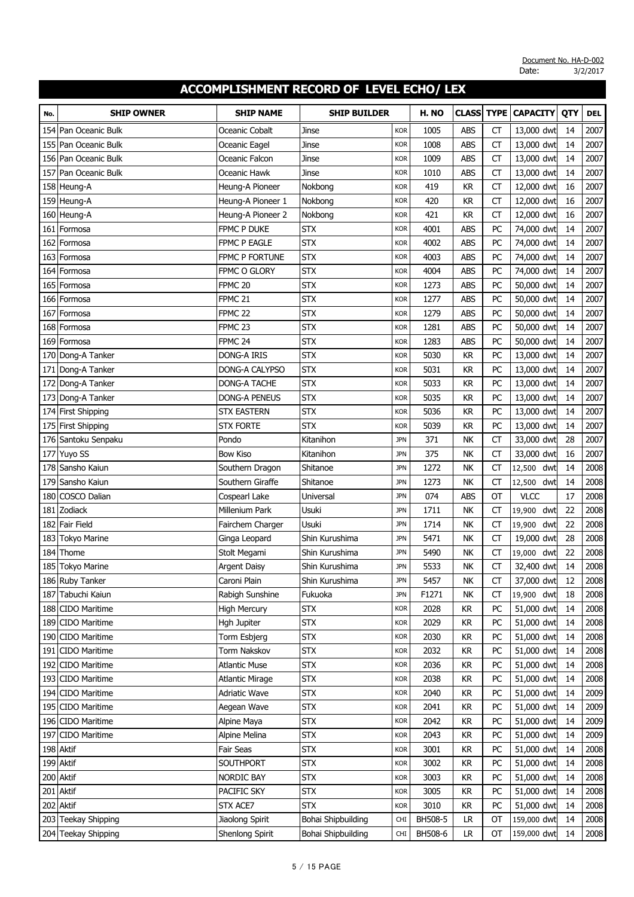Document No. HA-D-002
Date: 3/2/2017

# ACCOMPLISHMENT RECORD OF LEVEL ECHO/ LEX

| No. | SHIP OWNER | SHIP NAME | SHIP BUILDER | | H. NO | CLASS | TYPE | CAPACITY | QTY | DEL |
|---|---|---|---|---|---|---|---|---|---|---|
| 154 | Pan Oceanic Bulk | Oceanic Cobalt | Jinse | KOR | 1005 | ABS | CT | 13,000 dwt | 14 | 2007 |
| 155 | Pan Oceanic Bulk | Oceanic Eagel | Jinse | KOR | 1008 | ABS | CT | 13,000 dwt | 14 | 2007 |
| 156 | Pan Oceanic Bulk | Oceanic Falcon | Jinse | KOR | 1009 | ABS | CT | 13,000 dwt | 14 | 2007 |
| 157 | Pan Oceanic Bulk | Oceanic Hawk | Jinse | KOR | 1010 | ABS | CT | 13,000 dwt | 14 | 2007 |
| 158 | Heung-A | Heung-A Pioneer | Nokbong | KOR | 419 | KR | CT | 12,000 dwt | 16 | 2007 |
| 159 | Heung-A | Heung-A Pioneer 1 | Nokbong | KOR | 420 | KR | CT | 12,000 dwt | 16 | 2007 |
| 160 | Heung-A | Heung-A Pioneer 2 | Nokbong | KOR | 421 | KR | CT | 12,000 dwt | 16 | 2007 |
| 161 | Formosa | FPMC P DUKE | STX | KOR | 4001 | ABS | PC | 74,000 dwt | 14 | 2007 |
| 162 | Formosa | FPMC P EAGLE | STX | KOR | 4002 | ABS | PC | 74,000 dwt | 14 | 2007 |
| 163 | Formosa | FPMC P FORTUNE | STX | KOR | 4003 | ABS | PC | 74,000 dwt | 14 | 2007 |
| 164 | Formosa | FPMC O GLORY | STX | KOR | 4004 | ABS | PC | 74,000 dwt | 14 | 2007 |
| 165 | Formosa | FPMC 20 | STX | KOR | 1273 | ABS | PC | 50,000 dwt | 14 | 2007 |
| 166 | Formosa | FPMC 21 | STX | KOR | 1277 | ABS | PC | 50,000 dwt | 14 | 2007 |
| 167 | Formosa | FPMC 22 | STX | KOR | 1279 | ABS | PC | 50,000 dwt | 14 | 2007 |
| 168 | Formosa | FPMC 23 | STX | KOR | 1281 | ABS | PC | 50,000 dwt | 14 | 2007 |
| 169 | Formosa | FPMC 24 | STX | KOR | 1283 | ABS | PC | 50,000 dwt | 14 | 2007 |
| 170 | Dong-A Tanker | DONG-A IRIS | STX | KOR | 5030 | KR | PC | 13,000 dwt | 14 | 2007 |
| 171 | Dong-A Tanker | DONG-A CALYPSO | STX | KOR | 5031 | KR | PC | 13,000 dwt | 14 | 2007 |
| 172 | Dong-A Tanker | DONG-A TACHE | STX | KOR | 5033 | KR | PC | 13,000 dwt | 14 | 2007 |
| 173 | Dong-A Tanker | DONG-A PENEUS | STX | KOR | 5035 | KR | PC | 13,000 dwt | 14 | 2007 |
| 174 | First Shipping | STX EASTERN | STX | KOR | 5036 | KR | PC | 13,000 dwt | 14 | 2007 |
| 175 | First Shipping | STX FORTE | STX | KOR | 5039 | KR | PC | 13,000 dwt | 14 | 2007 |
| 176 | Santoku Senpaku | Pondo | Kitanihon | JPN | 371 | NK | CT | 33,000 dwt | 28 | 2007 |
| 177 | Yuyo SS | Bow Kiso | Kitanihon | JPN | 375 | NK | CT | 33,000 dwt | 16 | 2007 |
| 178 | Sansho Kaiun | Southern Dragon | Shitanoe | JPN | 1272 | NK | CT | 12,500 dwt | 14 | 2008 |
| 179 | Sansho Kaiun | Southern Giraffe | Shitanoe | JPN | 1273 | NK | CT | 12,500 dwt | 14 | 2008 |
| 180 | COSCO Dalian | Cospearl Lake | Universal | JPN | 074 | ABS | OT | VLCC | 17 | 2008 |
| 181 | Zodiack | Millenium Park | Usuki | JPN | 1711 | NK | CT | 19,900 dwt | 22 | 2008 |
| 182 | Fair Field | Fairchem Charger | Usuki | JPN | 1714 | NK | CT | 19,900 dwt | 22 | 2008 |
| 183 | Tokyo Marine | Ginga Leopard | Shin Kurushima | JPN | 5471 | NK | CT | 19,000 dwt | 28 | 2008 |
| 184 | Thome | Stolt Megami | Shin Kurushima | JPN | 5490 | NK | CT | 19,000 dwt | 22 | 2008 |
| 185 | Tokyo Marine | Argent Daisy | Shin Kurushima | JPN | 5533 | NK | CT | 32,400 dwt | 14 | 2008 |
| 186 | Ruby Tanker | Caroni Plain | Shin Kurushima | JPN | 5457 | NK | CT | 37,000 dwt | 12 | 2008 |
| 187 | Tabuchi Kaiun | Rabigh Sunshine | Fukuoka | JPN | F1271 | NK | CT | 19,900 dwt | 18 | 2008 |
| 188 | CIDO Maritime | High Mercury | STX | KOR | 2028 | KR | PC | 51,000 dwt | 14 | 2008 |
| 189 | CIDO Maritime | Hgh Jupiter | STX | KOR | 2029 | KR | PC | 51,000 dwt | 14 | 2008 |
| 190 | CIDO Maritime | Torm Esbjerg | STX | KOR | 2030 | KR | PC | 51,000 dwt | 14 | 2008 |
| 191 | CIDO Maritime | Torm Nakskov | STX | KOR | 2032 | KR | PC | 51,000 dwt | 14 | 2008 |
| 192 | CIDO Maritime | Atlantic Muse | STX | KOR | 2036 | KR | PC | 51,000 dwt | 14 | 2008 |
| 193 | CIDO Maritime | Atlantic Mirage | STX | KOR | 2038 | KR | PC | 51,000 dwt | 14 | 2008 |
| 194 | CIDO Maritime | Adriatic Wave | STX | KOR | 2040 | KR | PC | 51,000 dwt | 14 | 2009 |
| 195 | CIDO Maritime | Aegean Wave | STX | KOR | 2041 | KR | PC | 51,000 dwt | 14 | 2009 |
| 196 | CIDO Maritime | Alpine Maya | STX | KOR | 2042 | KR | PC | 51,000 dwt | 14 | 2009 |
| 197 | CIDO Maritime | Alpine Melina | STX | KOR | 2043 | KR | PC | 51,000 dwt | 14 | 2009 |
| 198 | Aktif | Fair Seas | STX | KOR | 3001 | KR | PC | 51,000 dwt | 14 | 2008 |
| 199 | Aktif | SOUTHPORT | STX | KOR | 3002 | KR | PC | 51,000 dwt | 14 | 2008 |
| 200 | Aktif | NORDIC BAY | STX | KOR | 3003 | KR | PC | 51,000 dwt | 14 | 2008 |
| 201 | Aktif | PACIFIC SKY | STX | KOR | 3005 | KR | PC | 51,000 dwt | 14 | 2008 |
| 202 | Aktif | STX ACE7 | STX | KOR | 3010 | KR | PC | 51,000 dwt | 14 | 2008 |
| 203 | Teekay Shipping | Jiaolong Spirit | Bohai Shipbuilding | CHI | BH508-5 | LR | OT | 159,000 dwt | 14 | 2008 |
| 204 | Teekay Shipping | Shenlong Spirit | Bohai Shipbuilding | CHI | BH508-6 | LR | OT | 159,000 dwt | 14 | 2008 |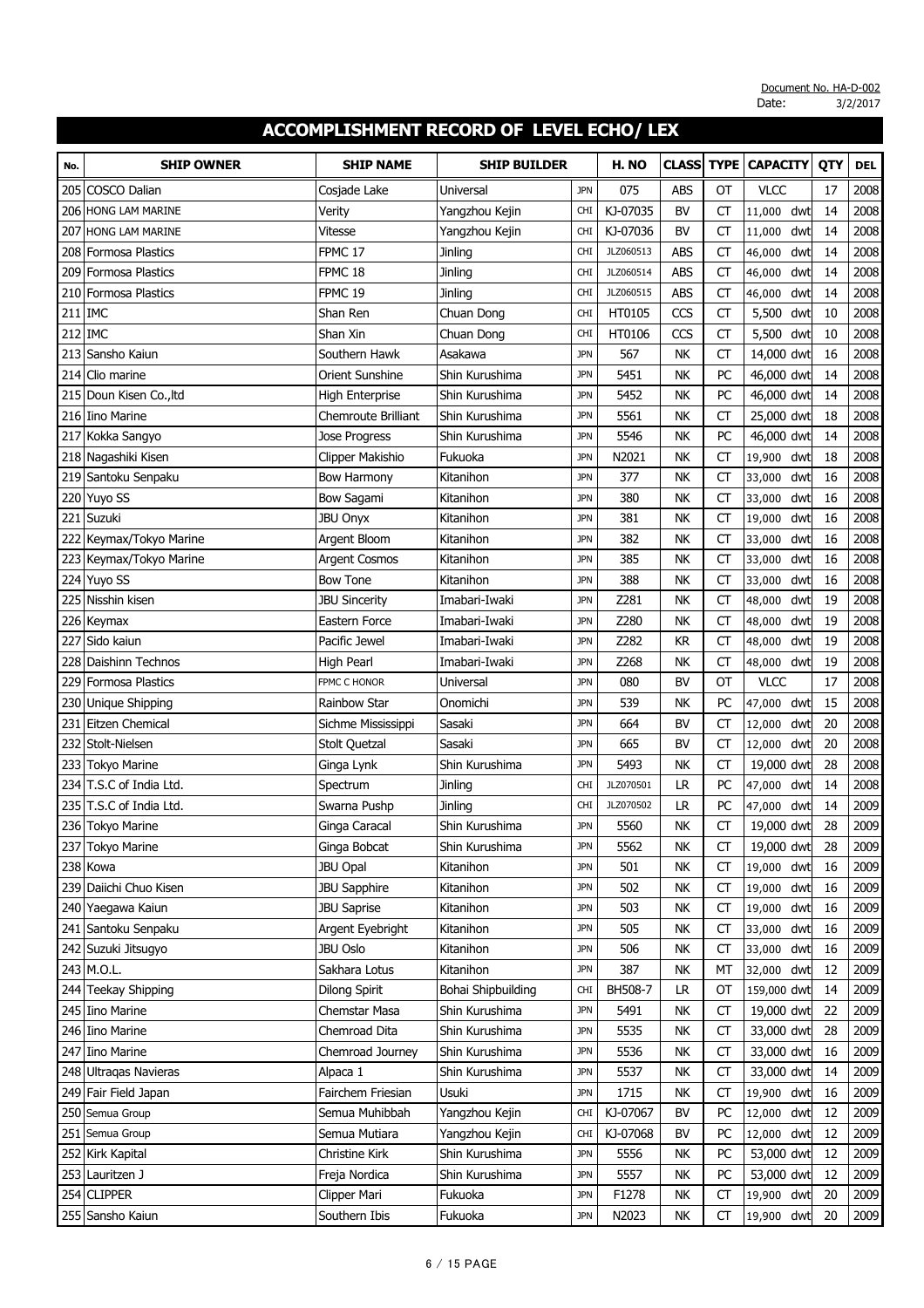Document No. HA-D-002
Date: 3/2/2017

# ACCOMPLISHMENT RECORD OF LEVEL ECHO/ LEX

| No. | SHIP OWNER | SHIP NAME | SHIP BUILDER | | H. NO | CLASS | TYPE | CAPACITY | QTY | DEL |
|---|---|---|---|---|---|---|---|---|---|---|
| 205 | COSCO Dalian | Cosjade Lake | Universal | JPN | 075 | ABS | OT | VLCC | 17 | 2008 |
| 206 | HONG LAM MARINE | Verity | Yangzhou Kejin | CHI | KJ-07035 | BV | CT | 11,000 dwt | 14 | 2008 |
| 207 | HONG LAM MARINE | Vitesse | Yangzhou Kejin | CHI | KJ-07036 | BV | CT | 11,000 dwt | 14 | 2008 |
| 208 | Formosa Plastics | FPMC 17 | Jinling | CHI | JLZ060513 | ABS | CT | 46,000 dwt | 14 | 2008 |
| 209 | Formosa Plastics | FPMC 18 | Jinling | CHI | JLZ060514 | ABS | CT | 46,000 dwt | 14 | 2008 |
| 210 | Formosa Plastics | FPMC 19 | Jinling | CHI | JLZ060515 | ABS | CT | 46,000 dwt | 14 | 2008 |
| 211 | IMC | Shan Ren | Chuan Dong | CHI | HT0105 | CCS | CT | 5,500 dwt | 10 | 2008 |
| 212 | IMC | Shan Xin | Chuan Dong | CHI | HT0106 | CCS | CT | 5,500 dwt | 10 | 2008 |
| 213 | Sansho Kaiun | Southern Hawk | Asakawa | JPN | 567 | NK | CT | 14,000 dwt | 16 | 2008 |
| 214 | Clio marine | Orient Sunshine | Shin Kurushima | JPN | 5451 | NK | PC | 46,000 dwt | 14 | 2008 |
| 215 | Doun Kisen Co.,ltd | High Enterprise | Shin Kurushima | JPN | 5452 | NK | PC | 46,000 dwt | 14 | 2008 |
| 216 | Iino Marine | Chemroute Brilliant | Shin Kurushima | JPN | 5561 | NK | CT | 25,000 dwt | 18 | 2008 |
| 217 | Kokka Sangyo | Jose Progress | Shin Kurushima | JPN | 5546 | NK | PC | 46,000 dwt | 14 | 2008 |
| 218 | Nagashiki Kisen | Clipper Makishio | Fukuoka | JPN | N2021 | NK | CT | 19,900 dwt | 18 | 2008 |
| 219 | Santoku Senpaku | Bow Harmony | Kitanihon | JPN | 377 | NK | CT | 33,000 dwt | 16 | 2008 |
| 220 | Yuyo SS | Bow Sagami | Kitanihon | JPN | 380 | NK | CT | 33,000 dwt | 16 | 2008 |
| 221 | Suzuki | JBU Onyx | Kitanihon | JPN | 381 | NK | CT | 19,000 dwt | 16 | 2008 |
| 222 | Keymax/Tokyo Marine | Argent Bloom | Kitanihon | JPN | 382 | NK | CT | 33,000 dwt | 16 | 2008 |
| 223 | Keymax/Tokyo Marine | Argent Cosmos | Kitanihon | JPN | 385 | NK | CT | 33,000 dwt | 16 | 2008 |
| 224 | Yuyo SS | Bow Tone | Kitanihon | JPN | 388 | NK | CT | 33,000 dwt | 16 | 2008 |
| 225 | Nisshin kisen | JBU Sincerity | Imabari-Iwaki | JPN | Z281 | NK | CT | 48,000 dwt | 19 | 2008 |
| 226 | Keymax | Eastern Force | Imabari-Iwaki | JPN | Z280 | NK | CT | 48,000 dwt | 19 | 2008 |
| 227 | Sido kaiun | Pacific Jewel | Imabari-Iwaki | JPN | Z282 | KR | CT | 48,000 dwt | 19 | 2008 |
| 228 | Daishinn Technos | High Pearl | Imabari-Iwaki | JPN | Z268 | NK | CT | 48,000 dwt | 19 | 2008 |
| 229 | Formosa Plastics | FPMC C HONOR | Universal | JPN | 080 | BV | OT | VLCC | 17 | 2008 |
| 230 | Unique Shipping | Rainbow Star | Onomichi | JPN | 539 | NK | PC | 47,000 dwt | 15 | 2008 |
| 231 | Eitzen Chemical | Sichme Mississippi | Sasaki | JPN | 664 | BV | CT | 12,000 dwt | 20 | 2008 |
| 232 | Stolt-Nielsen | Stolt Quetzal | Sasaki | JPN | 665 | BV | CT | 12,000 dwt | 20 | 2008 |
| 233 | Tokyo Marine | Ginga Lynk | Shin Kurushima | JPN | 5493 | NK | CT | 19,000 dwt | 28 | 2008 |
| 234 | T.S.C of India Ltd. | Spectrum | Jinling | CHI | JLZ070501 | LR | PC | 47,000 dwt | 14 | 2008 |
| 235 | T.S.C of India Ltd. | Swarna Pushp | Jinling | CHI | JLZ070502 | LR | PC | 47,000 dwt | 14 | 2009 |
| 236 | Tokyo Marine | Ginga Caracal | Shin Kurushima | JPN | 5560 | NK | CT | 19,000 dwt | 28 | 2009 |
| 237 | Tokyo Marine | Ginga Bobcat | Shin Kurushima | JPN | 5562 | NK | CT | 19,000 dwt | 28 | 2009 |
| 238 | Kowa | JBU Opal | Kitanihon | JPN | 501 | NK | CT | 19,000 dwt | 16 | 2009 |
| 239 | Daiichi Chuo Kisen | JBU Sapphire | Kitanihon | JPN | 502 | NK | CT | 19,000 dwt | 16 | 2009 |
| 240 | Yaegawa Kaiun | JBU Saprise | Kitanihon | JPN | 503 | NK | CT | 19,000 dwt | 16 | 2009 |
| 241 | Santoku Senpaku | Argent Eyebright | Kitanihon | JPN | 505 | NK | CT | 33,000 dwt | 16 | 2009 |
| 242 | Suzuki Jitsugyo | JBU Oslo | Kitanihon | JPN | 506 | NK | CT | 33,000 dwt | 16 | 2009 |
| 243 | M.O.L. | Sakhara Lotus | Kitanihon | JPN | 387 | NK | MT | 32,000 dwt | 12 | 2009 |
| 244 | Teekay Shipping | Dilong Spirit | Bohai Shipbuilding | CHI | BH508-7 | LR | OT | 159,000 dwt | 14 | 2009 |
| 245 | Iino Marine | Chemstar Masa | Shin Kurushima | JPN | 5491 | NK | CT | 19,000 dwt | 22 | 2009 |
| 246 | Iino Marine | Chemroad Dita | Shin Kurushima | JPN | 5535 | NK | CT | 33,000 dwt | 28 | 2009 |
| 247 | Iino Marine | Chemroad Journey | Shin Kurushima | JPN | 5536 | NK | CT | 33,000 dwt | 16 | 2009 |
| 248 | Ultraqas Navieras | Alpaca 1 | Shin Kurushima | JPN | 5537 | NK | CT | 33,000 dwt | 14 | 2009 |
| 249 | Fair Field Japan | Fairchem Friesian | Usuki | JPN | 1715 | NK | CT | 19,900 dwt | 16 | 2009 |
| 250 | Semua Group | Semua Muhibbah | Yangzhou Kejin | CHI | KJ-07067 | BV | PC | 12,000 dwt | 12 | 2009 |
| 251 | Semua Group | Semua Mutiara | Yangzhou Kejin | CHI | KJ-07068 | BV | PC | 12,000 dwt | 12 | 2009 |
| 252 | Kirk Kapital | Christine Kirk | Shin Kurushima | JPN | 5556 | NK | PC | 53,000 dwt | 12 | 2009 |
| 253 | Lauritzen J | Freja Nordica | Shin Kurushima | JPN | 5557 | NK | PC | 53,000 dwt | 12 | 2009 |
| 254 | CLIPPER | Clipper Mari | Fukuoka | JPN | F1278 | NK | CT | 19,900 dwt | 20 | 2009 |
| 255 | Sansho Kaiun | Southern Ibis | Fukuoka | JPN | N2023 | NK | CT | 19,900 dwt | 20 | 2009 |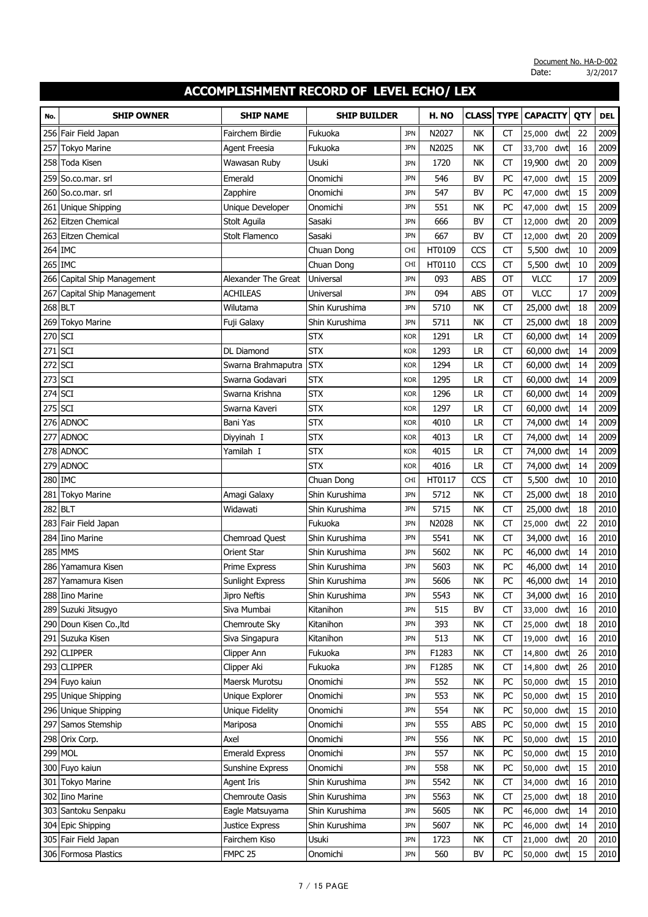Document No. HA-D-002
Date: 3/2/2017

# ACCOMPLISHMENT RECORD OF LEVEL ECHO/ LEX

| No. | SHIP OWNER | SHIP NAME | SHIP BUILDER | | H. NO | CLASS | TYPE | CAPACITY | QTY | DEL |
|---|---|---|---|---|---|---|---|---|---|---|
| 256 | Fair Field Japan | Fairchem Birdie | Fukuoka | JPN | N2027 | NK | CT | 25,000 dwt | 22 | 2009 |
| 257 | Tokyo Marine | Agent Freesia | Fukuoka | JPN | N2025 | NK | CT | 33,700 dwt | 16 | 2009 |
| 258 | Toda Kisen | Wawasan Ruby | Usuki | JPN | 1720 | NK | CT | 19,900 dwt | 20 | 2009 |
| 259 | So.co.mar. srl | Emerald | Onomichi | JPN | 546 | BV | PC | 47,000 dwt | 15 | 2009 |
| 260 | So.co.mar. srl | Zapphire | Onomichi | JPN | 547 | BV | PC | 47,000 dwt | 15 | 2009 |
| 261 | Unique Shipping | Unique Developer | Onomichi | JPN | 551 | NK | PC | 47,000 dwt | 15 | 2009 |
| 262 | Eitzen Chemical | Stolt Aguila | Sasaki | JPN | 666 | BV | CT | 12,000 dwt | 20 | 2009 |
| 263 | Eitzen Chemical | Stolt Flamenco | Sasaki | JPN | 667 | BV | CT | 12,000 dwt | 20 | 2009 |
| 264 | IMC | | Chuan Dong | CHI | HT0109 | CCS | CT | 5,500 dwt | 10 | 2009 |
| 265 | IMC | | Chuan Dong | CHI | HT0110 | CCS | CT | 5,500 dwt | 10 | 2009 |
| 266 | Capital Ship Management | Alexander The Great | Universal | JPN | 093 | ABS | OT | VLCC | 17 | 2009 |
| 267 | Capital Ship Management | ACHILEAS | Universal | JPN | 094 | ABS | OT | VLCC | 17 | 2009 |
| 268 | BLT | Wilutama | Shin Kurushima | JPN | 5710 | NK | CT | 25,000 dwt | 18 | 2009 |
| 269 | Tokyo Marine | Fuji Galaxy | Shin Kurushima | JPN | 5711 | NK | CT | 25,000 dwt | 18 | 2009 |
| 270 | SCI | | STX | KOR | 1291 | LR | CT | 60,000 dwt | 14 | 2009 |
| 271 | SCI | DL Diamond | STX | KOR | 1293 | LR | CT | 60,000 dwt | 14 | 2009 |
| 272 | SCI | Swarna Brahmaputra | STX | KOR | 1294 | LR | CT | 60,000 dwt | 14 | 2009 |
| 273 | SCI | Swarna Godavari | STX | KOR | 1295 | LR | CT | 60,000 dwt | 14 | 2009 |
| 274 | SCI | Swarna Krishna | STX | KOR | 1296 | LR | CT | 60,000 dwt | 14 | 2009 |
| 275 | SCI | Swarna Kaveri | STX | KOR | 1297 | LR | CT | 60,000 dwt | 14 | 2009 |
| 276 | ADNOC | Bani Yas | STX | KOR | 4010 | LR | CT | 74,000 dwt | 14 | 2009 |
| 277 | ADNOC | Diyyinah I | STX | KOR | 4013 | LR | CT | 74,000 dwt | 14 | 2009 |
| 278 | ADNOC | Yamilah I | STX | KOR | 4015 | LR | CT | 74,000 dwt | 14 | 2009 |
| 279 | ADNOC | | STX | KOR | 4016 | LR | CT | 74,000 dwt | 14 | 2009 |
| 280 | IMC | | Chuan Dong | CHI | HT0117 | CCS | CT | 5,500 dwt | 10 | 2010 |
| 281 | Tokyo Marine | Amagi Galaxy | Shin Kurushima | JPN | 5712 | NK | CT | 25,000 dwt | 18 | 2010 |
| 282 | BLT | Widawati | Shin Kurushima | JPN | 5715 | NK | CT | 25,000 dwt | 18 | 2010 |
| 283 | Fair Field Japan | | Fukuoka | JPN | N2028 | NK | CT | 25,000 dwt | 22 | 2010 |
| 284 | Iino Marine | Chemroad Quest | Shin Kurushima | JPN | 5541 | NK | CT | 34,000 dwt | 16 | 2010 |
| 285 | MMS | Orient Star | Shin Kurushima | JPN | 5602 | NK | PC | 46,000 dwt | 14 | 2010 |
| 286 | Yamamura Kisen | Prime Express | Shin Kurushima | JPN | 5603 | NK | PC | 46,000 dwt | 14 | 2010 |
| 287 | Yamamura Kisen | Sunlight Express | Shin Kurushima | JPN | 5606 | NK | PC | 46,000 dwt | 14 | 2010 |
| 288 | Iino Marine | Jipro Neftis | Shin Kurushima | JPN | 5543 | NK | CT | 34,000 dwt | 16 | 2010 |
| 289 | Suzuki Jitsugyo | Siva Mumbai | Kitanihon | JPN | 515 | BV | CT | 33,000 dwt | 16 | 2010 |
| 290 | Doun Kisen Co.,ltd | Chemroute Sky | Kitanihon | JPN | 393 | NK | CT | 25,000 dwt | 18 | 2010 |
| 291 | Suzuka Kisen | Siva Singapura | Kitanihon | JPN | 513 | NK | CT | 19,000 dwt | 16 | 2010 |
| 292 | CLIPPER | Clipper Ann | Fukuoka | JPN | F1283 | NK | CT | 14,800 dwt | 26 | 2010 |
| 293 | CLIPPER | Clipper Aki | Fukuoka | JPN | F1285 | NK | CT | 14,800 dwt | 26 | 2010 |
| 294 | Fuyo kaiun | Maersk Murotsu | Onomichi | JPN | 552 | NK | PC | 50,000 dwt | 15 | 2010 |
| 295 | Unique Shipping | Unique Explorer | Onomichi | JPN | 553 | NK | PC | 50,000 dwt | 15 | 2010 |
| 296 | Unique Shipping | Unique Fidelity | Onomichi | JPN | 554 | NK | PC | 50,000 dwt | 15 | 2010 |
| 297 | Samos Stemship | Mariposa | Onomichi | JPN | 555 | ABS | PC | 50,000 dwt | 15 | 2010 |
| 298 | Orix Corp. | Axel | Onomichi | JPN | 556 | NK | PC | 50,000 dwt | 15 | 2010 |
| 299 | MOL | Emerald Express | Onomichi | JPN | 557 | NK | PC | 50,000 dwt | 15 | 2010 |
| 300 | Fuyo kaiun | Sunshine Express | Onomichi | JPN | 558 | NK | PC | 50,000 dwt | 15 | 2010 |
| 301 | Tokyo Marine | Agent Iris | Shin Kurushima | JPN | 5542 | NK | CT | 34,000 dwt | 16 | 2010 |
| 302 | Iino Marine | Chemroute Oasis | Shin Kurushima | JPN | 5563 | NK | CT | 25,000 dwt | 18 | 2010 |
| 303 | Santoku Senpaku | Eagle Matsuyama | Shin Kurushima | JPN | 5605 | NK | PC | 46,000 dwt | 14 | 2010 |
| 304 | Epic Shipping | Justice Express | Shin Kurushima | JPN | 5607 | NK | PC | 46,000 dwt | 14 | 2010 |
| 305 | Fair Field Japan | Fairchem Kiso | Usuki | JPN | 1723 | NK | CT | 21,000 dwt | 20 | 2010 |
| 306 | Formosa Plastics | FMPC 25 | Onomichi | JPN | 560 | BV | PC | 50,000 dwt | 15 | 2010 |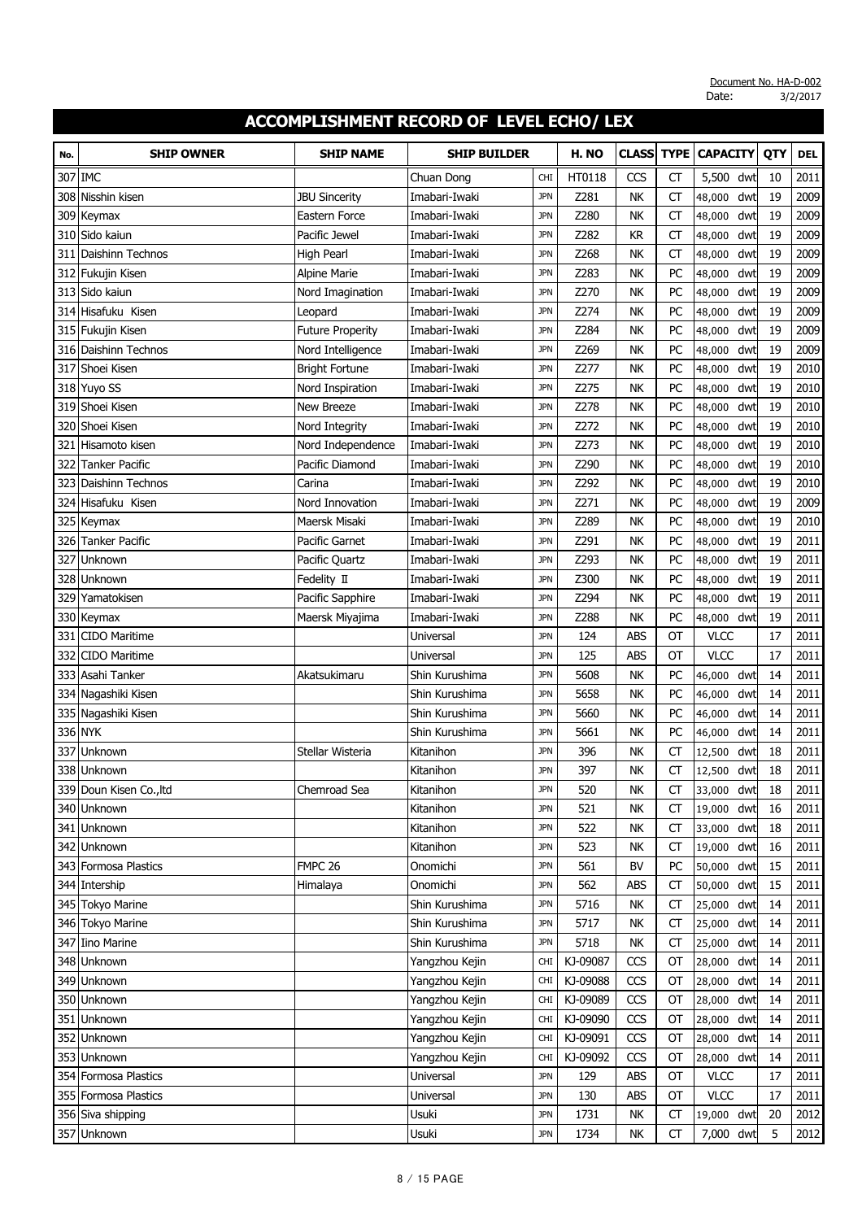Document No. HA-D-002
Date: 3/2/2017

# ACCOMPLISHMENT RECORD OF LEVEL ECHO/ LEX

| No. | SHIP OWNER | SHIP NAME | SHIP BUILDER | | H. NO | CLASS | TYPE | CAPACITY | QTY | DEL |
|---|---|---|---|---|---|---|---|---|---|---|
| 307 | IMC | | Chuan Dong | CHI | HT0118 | CCS | CT | 5,500 dwt | 10 | 2011 |
| 308 | Nisshin kisen | JBU Sincerity | Imabari-Iwaki | JPN | Z281 | NK | CT | 48,000 dwt | 19 | 2009 |
| 309 | Keymax | Eastern Force | Imabari-Iwaki | JPN | Z280 | NK | CT | 48,000 dwt | 19 | 2009 |
| 310 | Sido kaiun | Pacific Jewel | Imabari-Iwaki | JPN | Z282 | KR | CT | 48,000 dwt | 19 | 2009 |
| 311 | Daishinn Technos | High Pearl | Imabari-Iwaki | JPN | Z268 | NK | CT | 48,000 dwt | 19 | 2009 |
| 312 | Fukujin Kisen | Alpine Marie | Imabari-Iwaki | JPN | Z283 | NK | PC | 48,000 dwt | 19 | 2009 |
| 313 | Sido kaiun | Nord Imagination | Imabari-Iwaki | JPN | Z270 | NK | PC | 48,000 dwt | 19 | 2009 |
| 314 | Hisafuku Kisen | Leopard | Imabari-Iwaki | JPN | Z274 | NK | PC | 48,000 dwt | 19 | 2009 |
| 315 | Fukujin Kisen | Future Property | Imabari-Iwaki | JPN | Z284 | NK | PC | 48,000 dwt | 19 | 2009 |
| 316 | Daishinn Technos | Nord Intelligence | Imabari-Iwaki | JPN | Z269 | NK | PC | 48,000 dwt | 19 | 2009 |
| 317 | Shoei Kisen | Bright Fortune | Imabari-Iwaki | JPN | Z277 | NK | PC | 48,000 dwt | 19 | 2010 |
| 318 | Yuyo SS | Nord Inspiration | Imabari-Iwaki | JPN | Z275 | NK | PC | 48,000 dwt | 19 | 2010 |
| 319 | Shoei Kisen | New Breeze | Imabari-Iwaki | JPN | Z278 | NK | PC | 48,000 dwt | 19 | 2010 |
| 320 | Shoei Kisen | Nord Integrity | Imabari-Iwaki | JPN | Z272 | NK | PC | 48,000 dwt | 19 | 2010 |
| 321 | Hisamoto kisen | Nord Independence | Imabari-Iwaki | JPN | Z273 | NK | PC | 48,000 dwt | 19 | 2010 |
| 322 | Tanker Pacific | Pacific Diamond | Imabari-Iwaki | JPN | Z290 | NK | PC | 48,000 dwt | 19 | 2010 |
| 323 | Daishinn Technos | Carina | Imabari-Iwaki | JPN | Z292 | NK | PC | 48,000 dwt | 19 | 2010 |
| 324 | Hisafuku Kisen | Nord Innovation | Imabari-Iwaki | JPN | Z271 | NK | PC | 48,000 dwt | 19 | 2009 |
| 325 | Keymax | Maersk Misaki | Imabari-Iwaki | JPN | Z289 | NK | PC | 48,000 dwt | 19 | 2010 |
| 326 | Tanker Pacific | Pacific Garnet | Imabari-Iwaki | JPN | Z291 | NK | PC | 48,000 dwt | 19 | 2011 |
| 327 | Unknown | Pacific Quartz | Imabari-Iwaki | JPN | Z293 | NK | PC | 48,000 dwt | 19 | 2011 |
| 328 | Unknown | Fedelity Ⅱ | Imabari-Iwaki | JPN | Z300 | NK | PC | 48,000 dwt | 19 | 2011 |
| 329 | Yamatokisen | Pacific Sapphire | Imabari-Iwaki | JPN | Z294 | NK | PC | 48,000 dwt | 19 | 2011 |
| 330 | Keymax | Maersk Miyajima | Imabari-Iwaki | JPN | Z288 | NK | PC | 48,000 dwt | 19 | 2011 |
| 331 | CIDO Maritime | | Universal | JPN | 124 | ABS | OT | VLCC | 17 | 2011 |
| 332 | CIDO Maritime | | Universal | JPN | 125 | ABS | OT | VLCC | 17 | 2011 |
| 333 | Asahi Tanker | Akatsukimaru | Shin Kurushima | JPN | 5608 | NK | PC | 46,000 dwt | 14 | 2011 |
| 334 | Nagashiki Kisen | | Shin Kurushima | JPN | 5658 | NK | PC | 46,000 dwt | 14 | 2011 |
| 335 | Nagashiki Kisen | | Shin Kurushima | JPN | 5660 | NK | PC | 46,000 dwt | 14 | 2011 |
| 336 | NYK | | Shin Kurushima | JPN | 5661 | NK | PC | 46,000 dwt | 14 | 2011 |
| 337 | Unknown | Stellar Wisteria | Kitanihon | JPN | 396 | NK | CT | 12,500 dwt | 18 | 2011 |
| 338 | Unknown | | Kitanihon | JPN | 397 | NK | CT | 12,500 dwt | 18 | 2011 |
| 339 | Doun Kisen Co.,ltd | Chemroad Sea | Kitanihon | JPN | 520 | NK | CT | 33,000 dwt | 18 | 2011 |
| 340 | Unknown | | Kitanihon | JPN | 521 | NK | CT | 19,000 dwt | 16 | 2011 |
| 341 | Unknown | | Kitanihon | JPN | 522 | NK | CT | 33,000 dwt | 18 | 2011 |
| 342 | Unknown | | Kitanihon | JPN | 523 | NK | CT | 19,000 dwt | 16 | 2011 |
| 343 | Formosa Plastics | FMPC 26 | Onomichi | JPN | 561 | BV | PC | 50,000 dwt | 15 | 2011 |
| 344 | Intership | Himalaya | Onomichi | JPN | 562 | ABS | CT | 50,000 dwt | 15 | 2011 |
| 345 | Tokyo Marine | | Shin Kurushima | JPN | 5716 | NK | CT | 25,000 dwt | 14 | 2011 |
| 346 | Tokyo Marine | | Shin Kurushima | JPN | 5717 | NK | CT | 25,000 dwt | 14 | 2011 |
| 347 | Iino Marine | | Shin Kurushima | JPN | 5718 | NK | CT | 25,000 dwt | 14 | 2011 |
| 348 | Unknown | | Yangzhou Kejin | CHI | KJ-09087 | CCS | OT | 28,000 dwt | 14 | 2011 |
| 349 | Unknown | | Yangzhou Kejin | CHI | KJ-09088 | CCS | OT | 28,000 dwt | 14 | 2011 |
| 350 | Unknown | | Yangzhou Kejin | CHI | KJ-09089 | CCS | OT | 28,000 dwt | 14 | 2011 |
| 351 | Unknown | | Yangzhou Kejin | CHI | KJ-09090 | CCS | OT | 28,000 dwt | 14 | 2011 |
| 352 | Unknown | | Yangzhou Kejin | CHI | KJ-09091 | CCS | OT | 28,000 dwt | 14 | 2011 |
| 353 | Unknown | | Yangzhou Kejin | CHI | KJ-09092 | CCS | OT | 28,000 dwt | 14 | 2011 |
| 354 | Formosa Plastics | | Universal | JPN | 129 | ABS | OT | VLCC | 17 | 2011 |
| 355 | Formosa Plastics | | Universal | JPN | 130 | ABS | OT | VLCC | 17 | 2011 |
| 356 | Siva shipping | | Usuki | JPN | 1731 | NK | CT | 19,000 dwt | 20 | 2012 |
| 357 | Unknown | | Usuki | JPN | 1734 | NK | CT | 7,000 dwt | 5 | 2012 |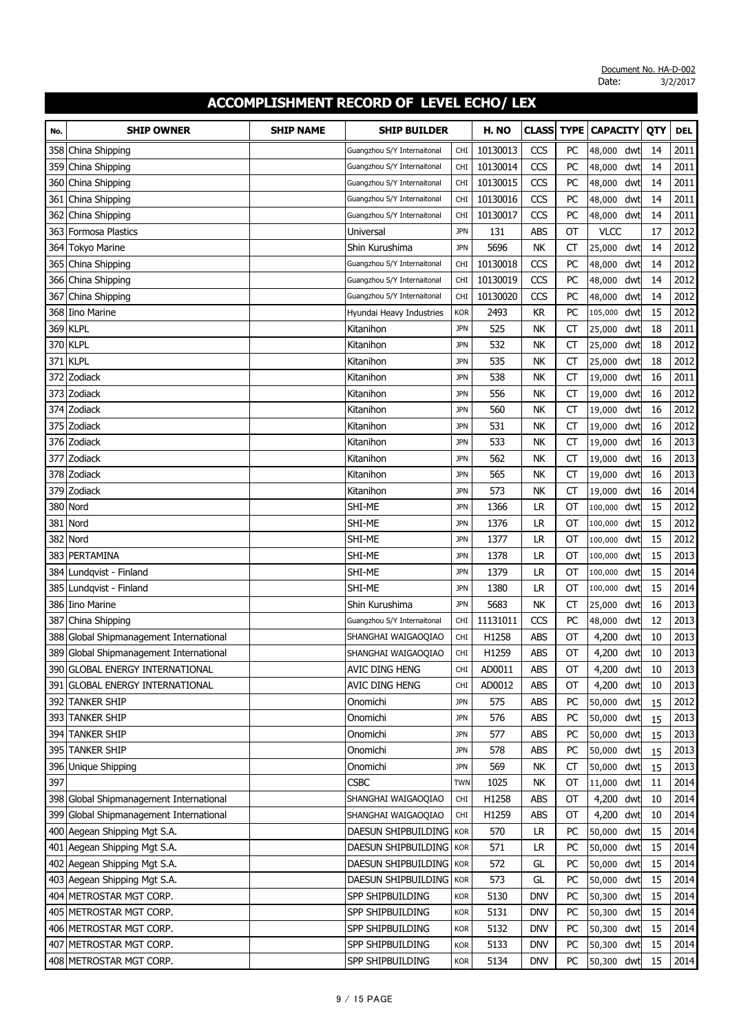Document No. HA-D-002
Date: 3/2/2017

# ACCOMPLISHMENT RECORD OF LEVEL ECHO/ LEX

| No. | SHIP OWNER | SHIP NAME | SHIP BUILDER | | H. NO | CLASS | TYPE | CAPACITY | QTY | DEL |
|---|---|---|---|---|---|---|---|---|---|---|
| 358 | China Shipping | | Guangzhou S/Y Internaitonal | CHI | 10130013 | CCS | PC | 48,000 dwt | 14 | 2011 |
| 359 | China Shipping | | Guangzhou S/Y Internaitonal | CHI | 10130014 | CCS | PC | 48,000 dwt | 14 | 2011 |
| 360 | China Shipping | | Guangzhou S/Y Internaitonal | CHI | 10130015 | CCS | PC | 48,000 dwt | 14 | 2011 |
| 361 | China Shipping | | Guangzhou S/Y Internaitonal | CHI | 10130016 | CCS | PC | 48,000 dwt | 14 | 2011 |
| 362 | China Shipping | | Guangzhou S/Y Internaitonal | CHI | 10130017 | CCS | PC | 48,000 dwt | 14 | 2011 |
| 363 | Formosa Plastics | | Universal | JPN | 131 | ABS | OT | VLCC | 17 | 2012 |
| 364 | Tokyo Marine | | Shin Kurushima | JPN | 5696 | NK | CT | 25,000 dwt | 14 | 2012 |
| 365 | China Shipping | | Guangzhou S/Y Internaitonal | CHI | 10130018 | CCS | PC | 48,000 dwt | 14 | 2012 |
| 366 | China Shipping | | Guangzhou S/Y Internaitonal | CHI | 10130019 | CCS | PC | 48,000 dwt | 14 | 2012 |
| 367 | China Shipping | | Guangzhou S/Y Internaitonal | CHI | 10130020 | CCS | PC | 48,000 dwt | 14 | 2012 |
| 368 | Iino Marine | | Hyundai Heavy Industries | KOR | 2493 | KR | PC | 105,000 dwt | 15 | 2012 |
| 369 | KLPL | | Kitanihon | JPN | 525 | NK | CT | 25,000 dwt | 18 | 2011 |
| 370 | KLPL | | Kitanihon | JPN | 532 | NK | CT | 25,000 dwt | 18 | 2012 |
| 371 | KLPL | | Kitanihon | JPN | 535 | NK | CT | 25,000 dwt | 18 | 2012 |
| 372 | Zodiack | | Kitanihon | JPN | 538 | NK | CT | 19,000 dwt | 16 | 2011 |
| 373 | Zodiack | | Kitanihon | JPN | 556 | NK | CT | 19,000 dwt | 16 | 2012 |
| 374 | Zodiack | | Kitanihon | JPN | 560 | NK | CT | 19,000 dwt | 16 | 2012 |
| 375 | Zodiack | | Kitanihon | JPN | 531 | NK | CT | 19,000 dwt | 16 | 2012 |
| 376 | Zodiack | | Kitanihon | JPN | 533 | NK | CT | 19,000 dwt | 16 | 2013 |
| 377 | Zodiack | | Kitanihon | JPN | 562 | NK | CT | 19,000 dwt | 16 | 2013 |
| 378 | Zodiack | | Kitanihon | JPN | 565 | NK | CT | 19,000 dwt | 16 | 2013 |
| 379 | Zodiack | | Kitanihon | JPN | 573 | NK | CT | 19,000 dwt | 16 | 2014 |
| 380 | Nord | | SHI-ME | JPN | 1366 | LR | OT | 100,000 dwt | 15 | 2012 |
| 381 | Nord | | SHI-ME | JPN | 1376 | LR | OT | 100,000 dwt | 15 | 2012 |
| 382 | Nord | | SHI-ME | JPN | 1377 | LR | OT | 100,000 dwt | 15 | 2012 |
| 383 | PERTAMINA | | SHI-ME | JPN | 1378 | LR | OT | 100,000 dwt | 15 | 2013 |
| 384 | Lundqvist - Finland | | SHI-ME | JPN | 1379 | LR | OT | 100,000 dwt | 15 | 2014 |
| 385 | Lundqvist - Finland | | SHI-ME | JPN | 1380 | LR | OT | 100,000 dwt | 15 | 2014 |
| 386 | Iino Marine | | Shin Kurushima | JPN | 5683 | NK | CT | 25,000 dwt | 16 | 2013 |
| 387 | China Shipping | | Guangzhou S/Y Internaitonal | CHI | 11131011 | CCS | PC | 48,000 dwt | 12 | 2013 |
| 388 | Global Shipmanagement International | | SHANGHAI WAIGAOQIAO | CHI | H1258 | ABS | OT | 4,200 dwt | 10 | 2013 |
| 389 | Global Shipmanagement International | | SHANGHAI WAIGAOQIAO | CHI | H1259 | ABS | OT | 4,200 dwt | 10 | 2013 |
| 390 | GLOBAL ENERGY INTERNATIONAL | | AVIC DING HENG | CHI | AD0011 | ABS | OT | 4,200 dwt | 10 | 2013 |
| 391 | GLOBAL ENERGY INTERNATIONAL | | AVIC DING HENG | CHI | AD0012 | ABS | OT | 4,200 dwt | 10 | 2013 |
| 392 | TANKER SHIP | | Onomichi | JPN | 575 | ABS | PC | 50,000 dwt | 15 | 2012 |
| 393 | TANKER SHIP | | Onomichi | JPN | 576 | ABS | PC | 50,000 dwt | 15 | 2013 |
| 394 | TANKER SHIP | | Onomichi | JPN | 577 | ABS | PC | 50,000 dwt | 15 | 2013 |
| 395 | TANKER SHIP | | Onomichi | JPN | 578 | ABS | PC | 50,000 dwt | 15 | 2013 |
| 396 | Unique Shipping | | Onomichi | JPN | 569 | NK | CT | 50,000 dwt | 15 | 2013 |
| 397 | | | CSBC | TWN | 1025 | NK | OT | 11,000 dwt | 11 | 2014 |
| 398 | Global Shipmanagement International | | SHANGHAI WAIGAOQIAO | CHI | H1258 | ABS | OT | 4,200 dwt | 10 | 2014 |
| 399 | Global Shipmanagement International | | SHANGHAI WAIGAOQIAO | CHI | H1259 | ABS | OT | 4,200 dwt | 10 | 2014 |
| 400 | Aegean Shipping Mgt S.A. | | DAESUN SHIPBUILDING | KOR | 570 | LR | PC | 50,000 dwt | 15 | 2014 |
| 401 | Aegean Shipping Mgt S.A. | | DAESUN SHIPBUILDING | KOR | 571 | LR | PC | 50,000 dwt | 15 | 2014 |
| 402 | Aegean Shipping Mgt S.A. | | DAESUN SHIPBUILDING | KOR | 572 | GL | PC | 50,000 dwt | 15 | 2014 |
| 403 | Aegean Shipping Mgt S.A. | | DAESUN SHIPBUILDING | KOR | 573 | GL | PC | 50,000 dwt | 15 | 2014 |
| 404 | METROSTAR MGT CORP. | | SPP SHIPBUILDING | KOR | 5130 | DNV | PC | 50,300 dwt | 15 | 2014 |
| 405 | METROSTAR MGT CORP. | | SPP SHIPBUILDING | KOR | 5131 | DNV | PC | 50,300 dwt | 15 | 2014 |
| 406 | METROSTAR MGT CORP. | | SPP SHIPBUILDING | KOR | 5132 | DNV | PC | 50,300 dwt | 15 | 2014 |
| 407 | METROSTAR MGT CORP. | | SPP SHIPBUILDING | KOR | 5133 | DNV | PC | 50,300 dwt | 15 | 2014 |
| 408 | METROSTAR MGT CORP. | | SPP SHIPBUILDING | KOR | 5134 | DNV | PC | 50,300 dwt | 15 | 2014 |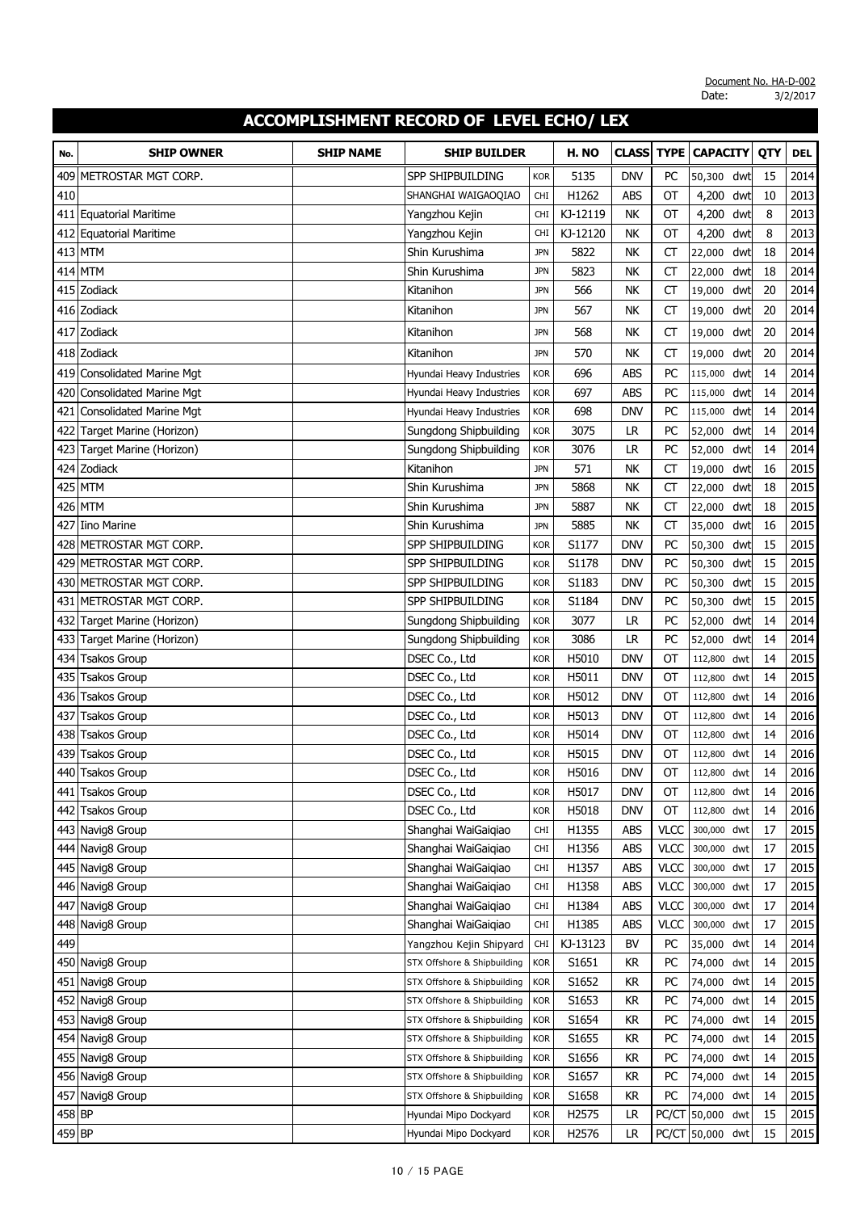Document No. HA-D-002
Date: 3/2/2017

# ACCOMPLISHMENT RECORD OF LEVEL ECHO/ LEX

| No. | SHIP OWNER | SHIP NAME | SHIP BUILDER | | H. NO | CLASS | TYPE | CAPACITY | QTY | DEL |
|---|---|---|---|---|---|---|---|---|---|---|
| 409 | METROSTAR MGT CORP. | | SPP SHIPBUILDING | KOR | 5135 | DNV | PC | 50,300 dwt | 15 | 2014 |
| 410 | | | SHANGHAI WAIGAOQIAO | CHI | H1262 | ABS | OT | 4,200 dwt | 10 | 2013 |
| 411 | Equatorial Maritime | | Yangzhou Kejin | CHI | KJ-12119 | NK | OT | 4,200 dwt | 8 | 2013 |
| 412 | Equatorial Maritime | | Yangzhou Kejin | CHI | KJ-12120 | NK | OT | 4,200 dwt | 8 | 2013 |
| 413 | MTM | | Shin Kurushima | JPN | 5822 | NK | CT | 22,000 dwt | 18 | 2014 |
| 414 | MTM | | Shin Kurushima | JPN | 5823 | NK | CT | 22,000 dwt | 18 | 2014 |
| 415 | Zodiack | | Kitanihon | JPN | 566 | NK | CT | 19,000 dwt | 20 | 2014 |
| 416 | Zodiack | | Kitanihon | JPN | 567 | NK | CT | 19,000 dwt | 20 | 2014 |
| 417 | Zodiack | | Kitanihon | JPN | 568 | NK | CT | 19,000 dwt | 20 | 2014 |
| 418 | Zodiack | | Kitanihon | JPN | 570 | NK | CT | 19,000 dwt | 20 | 2014 |
| 419 | Consolidated Marine Mgt | | Hyundai Heavy Industries | KOR | 696 | ABS | PC | 115,000 dwt | 14 | 2014 |
| 420 | Consolidated Marine Mgt | | Hyundai Heavy Industries | KOR | 697 | ABS | PC | 115,000 dwt | 14 | 2014 |
| 421 | Consolidated Marine Mgt | | Hyundai Heavy Industries | KOR | 698 | DNV | PC | 115,000 dwt | 14 | 2014 |
| 422 | Target Marine (Horizon) | | Sungdong Shipbuilding | KOR | 3075 | LR | PC | 52,000 dwt | 14 | 2014 |
| 423 | Target Marine (Horizon) | | Sungdong Shipbuilding | KOR | 3076 | LR | PC | 52,000 dwt | 14 | 2014 |
| 424 | Zodiack | | Kitanihon | JPN | 571 | NK | CT | 19,000 dwt | 16 | 2015 |
| 425 | MTM | | Shin Kurushima | JPN | 5868 | NK | CT | 22,000 dwt | 18 | 2015 |
| 426 | MTM | | Shin Kurushima | JPN | 5887 | NK | CT | 22,000 dwt | 18 | 2015 |
| 427 | Iino Marine | | Shin Kurushima | JPN | 5885 | NK | CT | 35,000 dwt | 16 | 2015 |
| 428 | METROSTAR MGT CORP. | | SPP SHIPBUILDING | KOR | S1177 | DNV | PC | 50,300 dwt | 15 | 2015 |
| 429 | METROSTAR MGT CORP. | | SPP SHIPBUILDING | KOR | S1178 | DNV | PC | 50,300 dwt | 15 | 2015 |
| 430 | METROSTAR MGT CORP. | | SPP SHIPBUILDING | KOR | S1183 | DNV | PC | 50,300 dwt | 15 | 2015 |
| 431 | METROSTAR MGT CORP. | | SPP SHIPBUILDING | KOR | S1184 | DNV | PC | 50,300 dwt | 15 | 2015 |
| 432 | Target Marine (Horizon) | | Sungdong Shipbuilding | KOR | 3077 | LR | PC | 52,000 dwt | 14 | 2014 |
| 433 | Target Marine (Horizon) | | Sungdong Shipbuilding | KOR | 3086 | LR | PC | 52,000 dwt | 14 | 2014 |
| 434 | Tsakos Group | | DSEC Co., Ltd | KOR | H5010 | DNV | OT | 112,800 dwt | 14 | 2015 |
| 435 | Tsakos Group | | DSEC Co., Ltd | KOR | H5011 | DNV | OT | 112,800 dwt | 14 | 2015 |
| 436 | Tsakos Group | | DSEC Co., Ltd | KOR | H5012 | DNV | OT | 112,800 dwt | 14 | 2016 |
| 437 | Tsakos Group | | DSEC Co., Ltd | KOR | H5013 | DNV | OT | 112,800 dwt | 14 | 2016 |
| 438 | Tsakos Group | | DSEC Co., Ltd | KOR | H5014 | DNV | OT | 112,800 dwt | 14 | 2016 |
| 439 | Tsakos Group | | DSEC Co., Ltd | KOR | H5015 | DNV | OT | 112,800 dwt | 14 | 2016 |
| 440 | Tsakos Group | | DSEC Co., Ltd | KOR | H5016 | DNV | OT | 112,800 dwt | 14 | 2016 |
| 441 | Tsakos Group | | DSEC Co., Ltd | KOR | H5017 | DNV | OT | 112,800 dwt | 14 | 2016 |
| 442 | Tsakos Group | | DSEC Co., Ltd | KOR | H5018 | DNV | OT | 112,800 dwt | 14 | 2016 |
| 443 | Navig8 Group | | Shanghai WaiGaiqiao | CHI | H1355 | ABS | VLCC | 300,000 dwt | 17 | 2015 |
| 444 | Navig8 Group | | Shanghai WaiGaiqiao | CHI | H1356 | ABS | VLCC | 300,000 dwt | 17 | 2015 |
| 445 | Navig8 Group | | Shanghai WaiGaiqiao | CHI | H1357 | ABS | VLCC | 300,000 dwt | 17 | 2015 |
| 446 | Navig8 Group | | Shanghai WaiGaiqiao | CHI | H1358 | ABS | VLCC | 300,000 dwt | 17 | 2015 |
| 447 | Navig8 Group | | Shanghai WaiGaiqiao | CHI | H1384 | ABS | VLCC | 300,000 dwt | 17 | 2014 |
| 448 | Navig8 Group | | Shanghai WaiGaiqiao | CHI | H1385 | ABS | VLCC | 300,000 dwt | 17 | 2015 |
| 449 | | | Yangzhou Kejin Shipyard | CHI | KJ-13123 | BV | PC | 35,000 dwt | 14 | 2014 |
| 450 | Navig8 Group | | STX Offshore & Shipbuilding | KOR | S1651 | KR | PC | 74,000 dwt | 14 | 2015 |
| 451 | Navig8 Group | | STX Offshore & Shipbuilding | KOR | S1652 | KR | PC | 74,000 dwt | 14 | 2015 |
| 452 | Navig8 Group | | STX Offshore & Shipbuilding | KOR | S1653 | KR | PC | 74,000 dwt | 14 | 2015 |
| 453 | Navig8 Group | | STX Offshore & Shipbuilding | KOR | S1654 | KR | PC | 74,000 dwt | 14 | 2015 |
| 454 | Navig8 Group | | STX Offshore & Shipbuilding | KOR | S1655 | KR | PC | 74,000 dwt | 14 | 2015 |
| 455 | Navig8 Group | | STX Offshore & Shipbuilding | KOR | S1656 | KR | PC | 74,000 dwt | 14 | 2015 |
| 456 | Navig8 Group | | STX Offshore & Shipbuilding | KOR | S1657 | KR | PC | 74,000 dwt | 14 | 2015 |
| 457 | Navig8 Group | | STX Offshore & Shipbuilding | KOR | S1658 | KR | PC | 74,000 dwt | 14 | 2015 |
| 458 | BP | | Hyundai Mipo Dockyard | KOR | H2575 | LR | PC/CT | 50,000 dwt | 15 | 2015 |
| 459 | BP | | Hyundai Mipo Dockyard | KOR | H2576 | LR | PC/CT | 50,000 dwt | 15 | 2015 |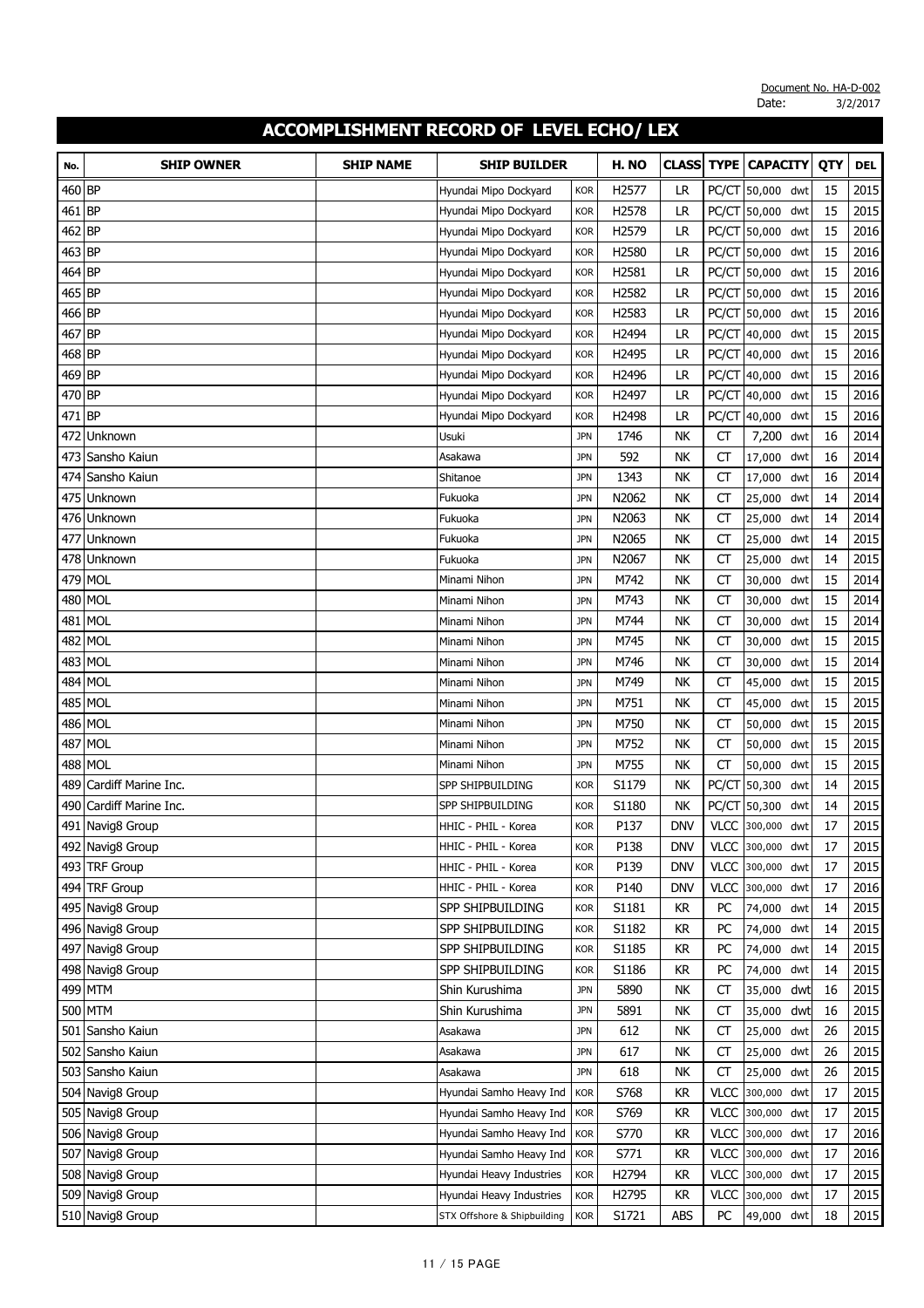Document No. HA-D-002
Date: 3/2/2017

# ACCOMPLISHMENT RECORD OF LEVEL ECHO/ LEX

| No. | SHIP OWNER | SHIP NAME | SHIP BUILDER | | H. NO | CLASS | TYPE | CAPACITY | | QTY | DEL |
|---|---|---|---|---|---|---|---|---|---|---|---|
| 460 | BP | | Hyundai Mipo Dockyard | KOR | H2577 | LR | PC/CT | 50,000 | dwt | 15 | 2015 |
| 461 | BP | | Hyundai Mipo Dockyard | KOR | H2578 | LR | PC/CT | 50,000 | dwt | 15 | 2015 |
| 462 | BP | | Hyundai Mipo Dockyard | KOR | H2579 | LR | PC/CT | 50,000 | dwt | 15 | 2016 |
| 463 | BP | | Hyundai Mipo Dockyard | KOR | H2580 | LR | PC/CT | 50,000 | dwt | 15 | 2016 |
| 464 | BP | | Hyundai Mipo Dockyard | KOR | H2581 | LR | PC/CT | 50,000 | dwt | 15 | 2016 |
| 465 | BP | | Hyundai Mipo Dockyard | KOR | H2582 | LR | PC/CT | 50,000 | dwt | 15 | 2016 |
| 466 | BP | | Hyundai Mipo Dockyard | KOR | H2583 | LR | PC/CT | 50,000 | dwt | 15 | 2016 |
| 467 | BP | | Hyundai Mipo Dockyard | KOR | H2494 | LR | PC/CT | 40,000 | dwt | 15 | 2015 |
| 468 | BP | | Hyundai Mipo Dockyard | KOR | H2495 | LR | PC/CT | 40,000 | dwt | 15 | 2016 |
| 469 | BP | | Hyundai Mipo Dockyard | KOR | H2496 | LR | PC/CT | 40,000 | dwt | 15 | 2016 |
| 470 | BP | | Hyundai Mipo Dockyard | KOR | H2497 | LR | PC/CT | 40,000 | dwt | 15 | 2016 |
| 471 | BP | | Hyundai Mipo Dockyard | KOR | H2498 | LR | PC/CT | 40,000 | dwt | 15 | 2016 |
| 472 | Unknown | | Usuki | JPN | 1746 | NK | CT | 7,200 | dwt | 16 | 2014 |
| 473 | Sansho Kaiun | | Asakawa | JPN | 592 | NK | CT | 17,000 | dwt | 16 | 2014 |
| 474 | Sansho Kaiun | | Shitanoe | JPN | 1343 | NK | CT | 17,000 | dwt | 16 | 2014 |
| 475 | Unknown | | Fukuoka | JPN | N2062 | NK | CT | 25,000 | dwt | 14 | 2014 |
| 476 | Unknown | | Fukuoka | JPN | N2063 | NK | CT | 25,000 | dwt | 14 | 2015 |
| 477 | Unknown | | Fukuoka | JPN | N2065 | NK | CT | 25,000 | dwt | 14 | 2015 |
| 478 | Unknown | | Fukuoka | JPN | N2067 | NK | CT | 25,000 | dwt | 14 | 2015 |
| 479 | MOL | | Minami Nihon | JPN | M742 | NK | CT | 30,000 | dwt | 15 | 2014 |
| 480 | MOL | | Minami Nihon | JPN | M743 | NK | CT | 30,000 | dwt | 15 | 2014 |
| 481 | MOL | | Minami Nihon | JPN | M744 | NK | CT | 30,000 | dwt | 15 | 2014 |
| 482 | MOL | | Minami Nihon | JPN | M745 | NK | CT | 30,000 | dwt | 15 | 2015 |
| 483 | MOL | | Minami Nihon | JPN | M746 | NK | CT | 30,000 | dwt | 15 | 2014 |
| 484 | MOL | | Minami Nihon | JPN | M749 | NK | CT | 45,000 | dwt | 15 | 2015 |
| 485 | MOL | | Minami Nihon | JPN | M751 | NK | CT | 45,000 | dwt | 15 | 2015 |
| 486 | MOL | | Minami Nihon | JPN | M750 | NK | CT | 50,000 | dwt | 15 | 2015 |
| 487 | MOL | | Minami Nihon | JPN | M752 | NK | CT | 50,000 | dwt | 15 | 2015 |
| 488 | MOL | | Minami Nihon | JPN | M755 | NK | CT | 50,000 | dwt | 15 | 2015 |
| 489 | Cardiff Marine Inc. | | SPP SHIPBUILDING | KOR | S1179 | NK | PC/CT | 50,300 | dwt | 14 | 2015 |
| 490 | Cardiff Marine Inc. | | SPP SHIPBUILDING | KOR | S1180 | NK | PC/CT | 50,300 | dwt | 14 | 2015 |
| 491 | Navig8 Group | | HHIC - PHIL - Korea | KOR | P137 | DNV | VLCC | 300,000 | dwt | 17 | 2015 |
| 492 | Navig8 Group | | HHIC - PHIL - Korea | KOR | P138 | DNV | VLCC | 300,000 | dwt | 17 | 2015 |
| 493 | TRF Group | | HHIC - PHIL - Korea | KOR | P139 | DNV | VLCC | 300,000 | dwt | 17 | 2015 |
| 494 | TRF Group | | HHIC - PHIL - Korea | KOR | P140 | DNV | VLCC | 300,000 | dwt | 17 | 2016 |
| 495 | Navig8 Group | | SPP SHIPBUILDING | KOR | S1181 | KR | PC | 74,000 | dwt | 14 | 2015 |
| 496 | Navig8 Group | | SPP SHIPBUILDING | KOR | S1182 | KR | PC | 74,000 | dwt | 14 | 2015 |
| 497 | Navig8 Group | | SPP SHIPBUILDING | KOR | S1185 | KR | PC | 74,000 | dwt | 14 | 2015 |
| 498 | Navig8 Group | | SPP SHIPBUILDING | KOR | S1186 | KR | PC | 74,000 | dwt | 14 | 2015 |
| 499 | MTM | | Shin Kurushima | JPN | 5890 | NK | CT | 35,000 | dwt | 16 | 2015 |
| 500 | MTM | | Shin Kurushima | JPN | 5891 | NK | CT | 35,000 | dwt | 16 | 2015 |
| 501 | Sansho Kaiun | | Asakawa | JPN | 612 | NK | CT | 25,000 | dwt | 26 | 2015 |
| 502 | Sansho Kaiun | | Asakawa | JPN | 617 | NK | CT | 25,000 | dwt | 26 | 2015 |
| 503 | Sansho Kaiun | | Asakawa | JPN | 618 | NK | CT | 25,000 | dwt | 26 | 2015 |
| 504 | Navig8 Group | | Hyundai Samho Heavy Ind | KOR | S768 | KR | VLCC | 300,000 | dwt | 17 | 2015 |
| 505 | Navig8 Group | | Hyundai Samho Heavy Ind | KOR | S769 | KR | VLCC | 300,000 | dwt | 17 | 2015 |
| 506 | Navig8 Group | | Hyundai Samho Heavy Ind | KOR | S770 | KR | VLCC | 300,000 | dwt | 17 | 2016 |
| 507 | Navig8 Group | | Hyundai Samho Heavy Ind | KOR | S771 | KR | VLCC | 300,000 | dwt | 17 | 2016 |
| 508 | Navig8 Group | | Hyundai Heavy Industries | KOR | H2794 | KR | VLCC | 300,000 | dwt | 17 | 2015 |
| 509 | Navig8 Group | | Hyundai Heavy Industries | KOR | H2795 | KR | VLCC | 300,000 | dwt | 17 | 2015 |
| 510 | Navig8 Group | | STX Offshore & Shipbuilding | KOR | S1721 | ABS | PC | 49,000 | dwt | 18 | 2015 |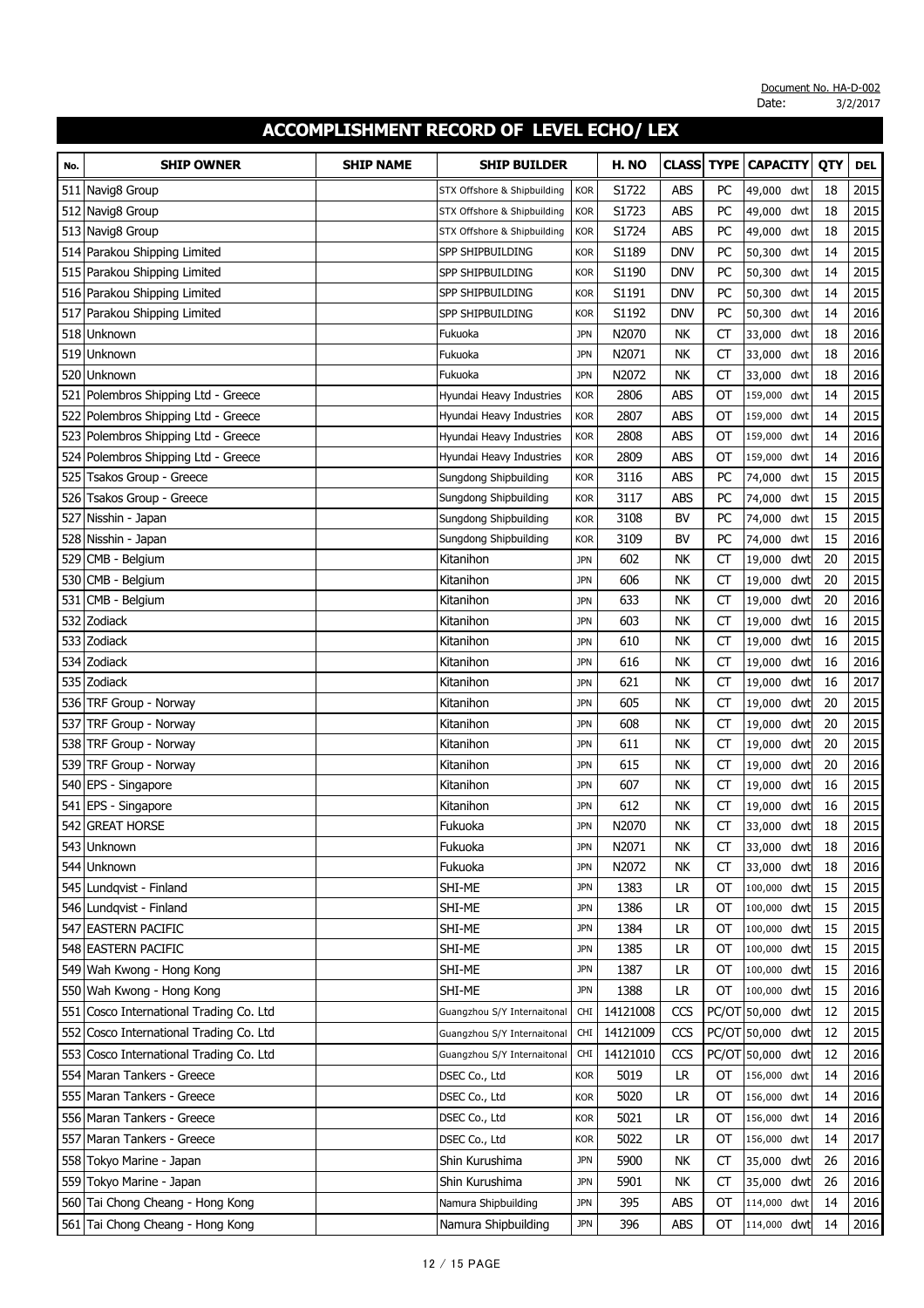Document No. HA-D-002
Date: 3/2/2017

# ACCOMPLISHMENT RECORD OF LEVEL ECHO/ LEX

| No. | SHIP OWNER | SHIP NAME | SHIP BUILDER | | H. NO | CLASS | TYPE | CAPACITY | QTY | DEL |
|---|---|---|---|---|---|---|---|---|---|---|
| 511 | Navig8 Group | | STX Offshore & Shipbuilding | KOR | S1722 | ABS | PC | 49,000 dwt | 18 | 2015 |
| 512 | Navig8 Group | | STX Offshore & Shipbuilding | KOR | S1723 | ABS | PC | 49,000 dwt | 18 | 2015 |
| 513 | Navig8 Group | | STX Offshore & Shipbuilding | KOR | S1724 | ABS | PC | 49,000 dwt | 18 | 2015 |
| 514 | Parakou Shipping Limited | | SPP SHIPBUILDING | KOR | S1189 | DNV | PC | 50,300 dwt | 14 | 2015 |
| 515 | Parakou Shipping Limited | | SPP SHIPBUILDING | KOR | S1190 | DNV | PC | 50,300 dwt | 14 | 2015 |
| 516 | Parakou Shipping Limited | | SPP SHIPBUILDING | KOR | S1191 | DNV | PC | 50,300 dwt | 14 | 2015 |
| 517 | Parakou Shipping Limited | | SPP SHIPBUILDING | KOR | S1192 | DNV | PC | 50,300 dwt | 14 | 2016 |
| 518 | Unknown | | Fukuoka | JPN | N2070 | NK | CT | 33,000 dwt | 18 | 2016 |
| 519 | Unknown | | Fukuoka | JPN | N2071 | NK | CT | 33,000 dwt | 18 | 2016 |
| 520 | Unknown | | Fukuoka | JPN | N2072 | NK | CT | 33,000 dwt | 18 | 2016 |
| 521 | Polembros Shipping Ltd - Greece | | Hyundai Heavy Industries | KOR | 2806 | ABS | OT | 159,000 dwt | 14 | 2015 |
| 522 | Polembros Shipping Ltd - Greece | | Hyundai Heavy Industries | KOR | 2807 | ABS | OT | 159,000 dwt | 14 | 2015 |
| 523 | Polembros Shipping Ltd - Greece | | Hyundai Heavy Industries | KOR | 2808 | ABS | OT | 159,000 dwt | 14 | 2016 |
| 524 | Polembros Shipping Ltd - Greece | | Hyundai Heavy Industries | KOR | 2809 | ABS | OT | 159,000 dwt | 14 | 2016 |
| 525 | Tsakos Group - Greece | | Sungdong Shipbuilding | KOR | 3116 | ABS | PC | 74,000 dwt | 15 | 2015 |
| 526 | Tsakos Group - Greece | | Sungdong Shipbuilding | KOR | 3117 | ABS | PC | 74,000 dwt | 15 | 2015 |
| 527 | Nisshin - Japan | | Sungdong Shipbuilding | KOR | 3108 | BV | PC | 74,000 dwt | 15 | 2015 |
| 528 | Nisshin - Japan | | Sungdong Shipbuilding | KOR | 3109 | BV | PC | 74,000 dwt | 15 | 2016 |
| 529 | CMB - Belgium | | Kitanihon | JPN | 602 | NK | CT | 19,000 dwt | 20 | 2015 |
| 530 | CMB - Belgium | | Kitanihon | JPN | 606 | NK | CT | 19,000 dwt | 20 | 2015 |
| 531 | CMB - Belgium | | Kitanihon | JPN | 633 | NK | CT | 19,000 dwt | 20 | 2016 |
| 532 | Zodiack | | Kitanihon | JPN | 603 | NK | CT | 19,000 dwt | 16 | 2015 |
| 533 | Zodiack | | Kitanihon | JPN | 610 | NK | CT | 19,000 dwt | 16 | 2015 |
| 534 | Zodiack | | Kitanihon | JPN | 616 | NK | CT | 19,000 dwt | 16 | 2016 |
| 535 | Zodiack | | Kitanihon | JPN | 621 | NK | CT | 19,000 dwt | 16 | 2017 |
| 536 | TRF Group - Norway | | Kitanihon | JPN | 605 | NK | CT | 19,000 dwt | 20 | 2015 |
| 537 | TRF Group - Norway | | Kitanihon | JPN | 608 | NK | CT | 19,000 dwt | 20 | 2015 |
| 538 | TRF Group - Norway | | Kitanihon | JPN | 611 | NK | CT | 19,000 dwt | 20 | 2015 |
| 539 | TRF Group - Norway | | Kitanihon | JPN | 615 | NK | CT | 19,000 dwt | 20 | 2016 |
| 540 | EPS - Singapore | | Kitanihon | JPN | 607 | NK | CT | 19,000 dwt | 16 | 2015 |
| 541 | EPS - Singapore | | Kitanihon | JPN | 612 | NK | CT | 19,000 dwt | 16 | 2015 |
| 542 | GREAT HORSE | | Fukuoka | JPN | N2070 | NK | CT | 33,000 dwt | 18 | 2015 |
| 543 | Unknown | | Fukuoka | JPN | N2071 | NK | CT | 33,000 dwt | 18 | 2016 |
| 544 | Unknown | | Fukuoka | JPN | N2072 | NK | CT | 33,000 dwt | 18 | 2016 |
| 545 | Lundqvist - Finland | | SHI-ME | JPN | 1383 | LR | OT | 100,000 dwt | 15 | 2015 |
| 546 | Lundqvist - Finland | | SHI-ME | JPN | 1386 | LR | OT | 100,000 dwt | 15 | 2015 |
| 547 | EASTERN PACIFIC | | SHI-ME | JPN | 1384 | LR | OT | 100,000 dwt | 15 | 2015 |
| 548 | EASTERN PACIFIC | | SHI-ME | JPN | 1385 | LR | OT | 100,000 dwt | 15 | 2015 |
| 549 | Wah Kwong - Hong Kong | | SHI-ME | JPN | 1387 | LR | OT | 100,000 dwt | 15 | 2016 |
| 550 | Wah Kwong - Hong Kong | | SHI-ME | JPN | 1388 | LR | OT | 100,000 dwt | 15 | 2016 |
| 551 | Cosco International Trading Co. Ltd | | Guangzhou S/Y Internaitonal | CHI | 14121008 | CCS | PC/OT | 50,000 dwt | 12 | 2015 |
| 552 | Cosco International Trading Co. Ltd | | Guangzhou S/Y Internaitonal | CHI | 14121009 | CCS | PC/OT | 50,000 dwt | 12 | 2015 |
| 553 | Cosco International Trading Co. Ltd | | Guangzhou S/Y Internaitonal | CHI | 14121010 | CCS | PC/OT | 50,000 dwt | 12 | 2016 |
| 554 | Maran Tankers - Greece | | DSEC Co., Ltd | KOR | 5019 | LR | OT | 156,000 dwt | 14 | 2016 |
| 555 | Maran Tankers - Greece | | DSEC Co., Ltd | KOR | 5020 | LR | OT | 156,000 dwt | 14 | 2016 |
| 556 | Maran Tankers - Greece | | DSEC Co., Ltd | KOR | 5021 | LR | OT | 156,000 dwt | 14 | 2016 |
| 557 | Maran Tankers - Greece | | DSEC Co., Ltd | KOR | 5022 | LR | OT | 156,000 dwt | 14 | 2017 |
| 558 | Tokyo Marine - Japan | | Shin Kurushima | JPN | 5900 | NK | CT | 35,000 dwt | 26 | 2016 |
| 559 | Tokyo Marine - Japan | | Shin Kurushima | JPN | 5901 | NK | CT | 35,000 dwt | 26 | 2016 |
| 560 | Tai Chong Cheang - Hong Kong | | Namura Shipbuilding | JPN | 395 | ABS | OT | 114,000 dwt | 14 | 2016 |
| 561 | Tai Chong Cheang - Hong Kong | | Namura Shipbuilding | JPN | 396 | ABS | OT | 114,000 dwt | 14 | 2016 |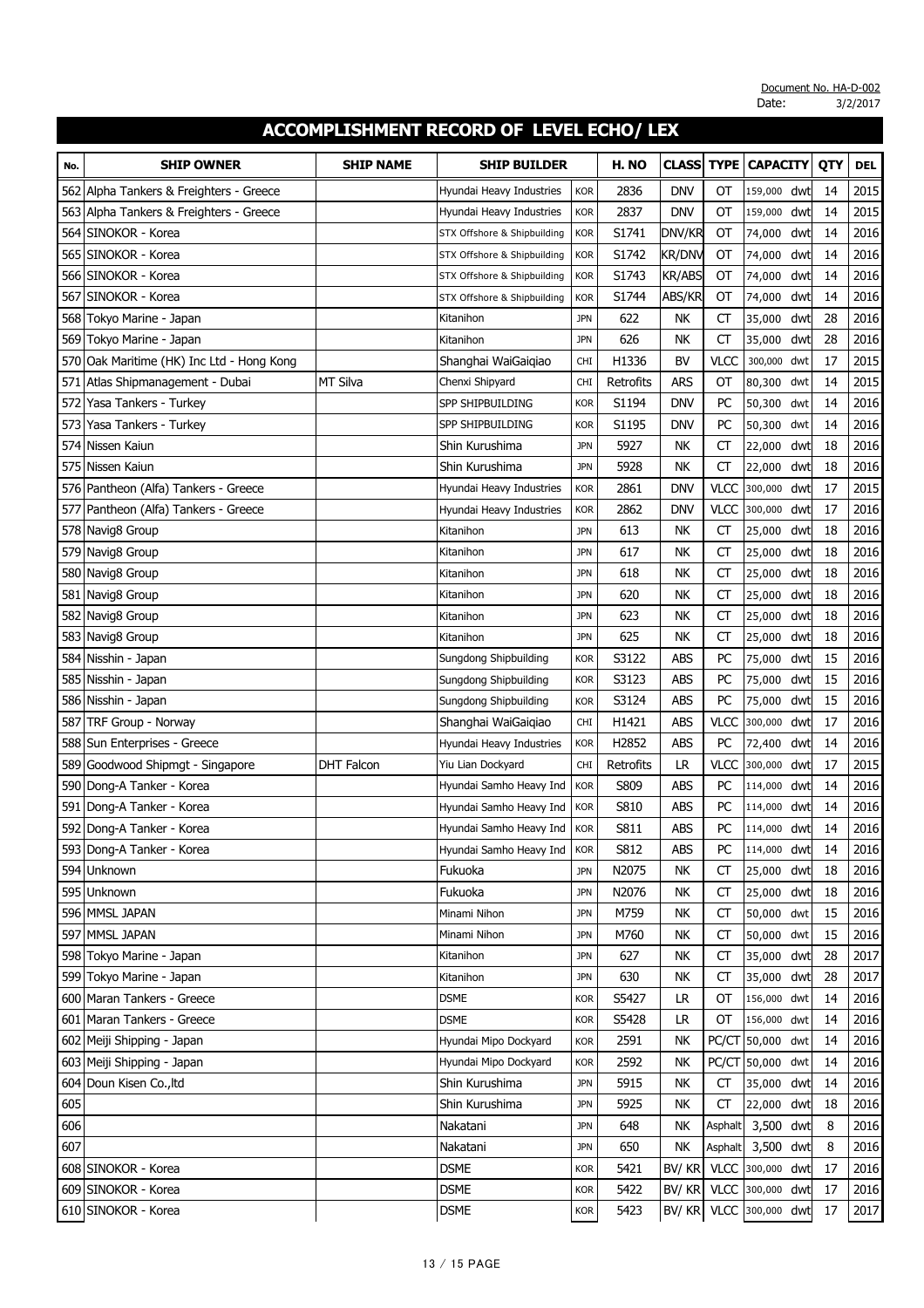Document No. HA-D-002
Date: 3/2/2017

# ACCOMPLISHMENT RECORD OF LEVEL ECHO/ LEX

| No. | SHIP OWNER | SHIP NAME | SHIP BUILDER | | H. NO | CLASS | TYPE | CAPACITY | | QTY | DEL |
|---|---|---|---|---|---|---|---|---|---|---|---|
| 562 | Alpha Tankers & Freighters - Greece | | Hyundai Heavy Industries | KOR | 2836 | DNV | OT | 159,000 | dwt | 14 | 2015 |
| 563 | Alpha Tankers & Freighters - Greece | | Hyundai Heavy Industries | KOR | 2837 | DNV | OT | 159,000 | dwt | 14 | 2015 |
| 564 | SINOKOR - Korea | | STX Offshore & Shipbuilding | KOR | S1741 | DNV/KR | OT | 74,000 | dwt | 14 | 2016 |
| 565 | SINOKOR - Korea | | STX Offshore & Shipbuilding | KOR | S1742 | KR/DNV | OT | 74,000 | dwt | 14 | 2016 |
| 566 | SINOKOR - Korea | | STX Offshore & Shipbuilding | KOR | S1743 | KR/ABS | OT | 74,000 | dwt | 14 | 2016 |
| 567 | SINOKOR - Korea | | STX Offshore & Shipbuilding | KOR | S1744 | ABS/KR | OT | 74,000 | dwt | 14 | 2016 |
| 568 | Tokyo Marine - Japan | | Kitanihon | JPN | 622 | NK | CT | 35,000 | dwt | 28 | 2016 |
| 569 | Tokyo Marine - Japan | | Kitanihon | JPN | 626 | NK | CT | 35,000 | dwt | 28 | 2016 |
| 570 | Oak Maritime (HK) Inc Ltd - Hong Kong | | Shanghai WaiGaiqiao | CHI | H1336 | BV | VLCC | 300,000 | dwt | 17 | 2015 |
| 571 | Atlas Shipmanagement - Dubai | MT Silva | Chenxi Shipyard | CHI | Retrofits | ARS | OT | 80,300 | dwt | 14 | 2015 |
| 572 | Yasa Tankers - Turkey | | SPP SHIPBUILDING | KOR | S1194 | DNV | PC | 50,300 | dwt | 14 | 2016 |
| 573 | Yasa Tankers - Turkey | | SPP SHIPBUILDING | KOR | S1195 | DNV | PC | 50,300 | dwt | 14 | 2016 |
| 574 | Nissen Kaiun | | Shin Kurushima | JPN | 5927 | NK | CT | 22,000 | dwt | 18 | 2016 |
| 575 | Nissen Kaiun | | Shin Kurushima | JPN | 5928 | NK | CT | 22,000 | dwt | 18 | 2016 |
| 576 | Pantheon (Alfa) Tankers - Greece | | Hyundai Heavy Industries | KOR | 2861 | DNV | VLCC | 300,000 | dwt | 17 | 2015 |
| 577 | Pantheon (Alfa) Tankers - Greece | | Hyundai Heavy Industries | KOR | 2862 | DNV | VLCC | 300,000 | dwt | 17 | 2016 |
| 578 | Navig8 Group | | Kitanihon | JPN | 613 | NK | CT | 25,000 | dwt | 18 | 2016 |
| 579 | Navig8 Group | | Kitanihon | JPN | 617 | NK | CT | 25,000 | dwt | 18 | 2016 |
| 580 | Navig8 Group | | Kitanihon | JPN | 618 | NK | CT | 25,000 | dwt | 18 | 2016 |
| 581 | Navig8 Group | | Kitanihon | JPN | 620 | NK | CT | 25,000 | dwt | 18 | 2016 |
| 582 | Navig8 Group | | Kitanihon | JPN | 623 | NK | CT | 25,000 | dwt | 18 | 2016 |
| 583 | Navig8 Group | | Kitanihon | JPN | 625 | NK | CT | 25,000 | dwt | 18 | 2016 |
| 584 | Nisshin - Japan | | Sungdong Shipbuilding | KOR | S3122 | ABS | PC | 75,000 | dwt | 15 | 2016 |
| 585 | Nisshin - Japan | | Sungdong Shipbuilding | KOR | S3123 | ABS | PC | 75,000 | dwt | 15 | 2016 |
| 586 | Nisshin - Japan | | Sungdong Shipbuilding | KOR | S3124 | ABS | PC | 75,000 | dwt | 15 | 2016 |
| 587 | TRF Group - Norway | | Shanghai WaiGaiqiao | CHI | H1421 | ABS | VLCC | 300,000 | dwt | 17 | 2016 |
| 588 | Sun Enterprises - Greece | | Hyundai Heavy Industries | KOR | H2852 | ABS | PC | 72,400 | dwt | 14 | 2016 |
| 589 | Goodwood Shipmgt - Singapore | DHT Falcon | Yiu Lian Dockyard | CHI | Retrofits | LR | VLCC | 300,000 | dwt | 17 | 2015 |
| 590 | Dong-A Tanker - Korea | | Hyundai Samho Heavy Ind | KOR | S809 | ABS | PC | 114,000 | dwt | 14 | 2016 |
| 591 | Dong-A Tanker - Korea | | Hyundai Samho Heavy Ind | KOR | S810 | ABS | PC | 114,000 | dwt | 14 | 2016 |
| 592 | Dong-A Tanker - Korea | | Hyundai Samho Heavy Ind | KOR | S811 | ABS | PC | 114,000 | dwt | 14 | 2016 |
| 593 | Dong-A Tanker - Korea | | Hyundai Samho Heavy Ind | KOR | S812 | ABS | PC | 114,000 | dwt | 14 | 2016 |
| 594 | Unknown | | Fukuoka | JPN | N2075 | NK | CT | 25,000 | dwt | 18 | 2016 |
| 595 | Unknown | | Fukuoka | JPN | N2076 | NK | CT | 25,000 | dwt | 18 | 2016 |
| 596 | MMSL JAPAN | | Minami Nihon | JPN | M759 | NK | CT | 50,000 | dwt | 15 | 2016 |
| 597 | MMSL JAPAN | | Minami Nihon | JPN | M760 | NK | CT | 50,000 | dwt | 15 | 2016 |
| 598 | Tokyo Marine - Japan | | Kitanihon | JPN | 627 | NK | CT | 35,000 | dwt | 28 | 2017 |
| 599 | Tokyo Marine - Japan | | Kitanihon | JPN | 630 | NK | CT | 35,000 | dwt | 28 | 2017 |
| 600 | Maran Tankers - Greece | | DSME | KOR | S5427 | LR | OT | 156,000 | dwt | 14 | 2016 |
| 601 | Maran Tankers - Greece | | DSME | KOR | S5428 | LR | OT | 156,000 | dwt | 14 | 2016 |
| 602 | Meiji Shipping - Japan | | Hyundai Mipo Dockyard | KOR | 2591 | NK | PC/CT | 50,000 | dwt | 14 | 2016 |
| 603 | Meiji Shipping - Japan | | Hyundai Mipo Dockyard | KOR | 2592 | NK | PC/CT | 50,000 | dwt | 14 | 2016 |
| 604 | Doun Kisen Co.,ltd | | Shin Kurushima | JPN | 5915 | NK | CT | 35,000 | dwt | 14 | 2016 |
| 605 | | | Shin Kurushima | JPN | 5925 | NK | CT | 22,000 | dwt | 18 | 2016 |
| 606 | | | Nakatani | JPN | 648 | NK | Asphalt | 3,500 | dwt | 8 | 2016 |
| 607 | | | Nakatani | JPN | 650 | NK | Asphalt | 3,500 | dwt | 8 | 2016 |
| 608 | SINOKOR - Korea | | DSME | KOR | 5421 | BV/ KR | VLCC | 300,000 | dwt | 17 | 2016 |
| 609 | SINOKOR - Korea | | DSME | KOR | 5422 | BV/ KR | VLCC | 300,000 | dwt | 17 | 2016 |
| 610 | SINOKOR - Korea | | DSME | KOR | 5423 | BV/ KR | VLCC | 300,000 | dwt | 17 | 2017 |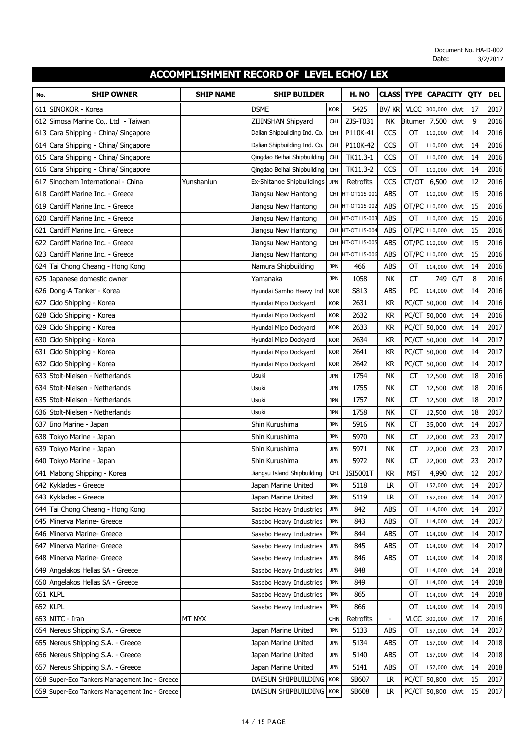Document No. HA-D-002
Date: 3/2/2017

# ACCOMPLISHMENT RECORD OF LEVEL ECHO/ LEX

| No. | SHIP OWNER | SHIP NAME | SHIP BUILDER | | H. NO | CLASS | TYPE | CAPACITY | | QTY | DEL |
|---|---|---|---|---|---|---|---|---|---|---|---|
| 611 | SINOKOR - Korea | | DSME | KOR | 5425 | BV/ KR | VLCC | 300,000 | dwt | 17 | 2017 |
| 612 | Simosa Marine Co,. Ltd - Taiwan | | ZIJINSHAN Shipyard | CHI | ZJS-T031 | NK | Bitumen | 7,500 | dwt | 9 | 2016 |
| 613 | Cara Shipping - China/ Singapore | | Dalian Shipbuilding Ind. Co. | CHI | P110K-41 | CCS | OT | 110,000 | dwt | 14 | 2016 |
| 614 | Cara Shipping - China/ Singapore | | Dalian Shipbuilding Ind. Co. | CHI | P110K-42 | CCS | OT | 110,000 | dwt | 14 | 2016 |
| 615 | Cara Shipping - China/ Singapore | | Qingdao Beihai Shipbuilding | CHI | TK11.3-1 | CCS | OT | 110,000 | dwt | 14 | 2016 |
| 616 | Cara Shipping - China/ Singapore | | Qingdao Beihai Shipbuilding | CHI | TK11.3-2 | CCS | OT | 110,000 | dwt | 14 | 2016 |
| 617 | Sinochem International - China | Yunshanlun | Ex-Shitanoe Shipbuildings | JPN | Retrofits | CCS | CT/OT | 6,500 | dwt | 12 | 2016 |
| 618 | Cardiff Marine Inc. - Greece | | Jiangsu New Hantong | CHI | HT-OT115-001 | ABS | OT | 110,000 | dwt | 15 | 2016 |
| 619 | Cardiff Marine Inc. - Greece | | Jiangsu New Hantong | CHI | HT-OT115-002 | ABS | OT/PC | 110,000 | dwt | 15 | 2016 |
| 620 | Cardiff Marine Inc. - Greece | | Jiangsu New Hantong | CHI | HT-OT115-003 | ABS | OT | 110,000 | dwt | 15 | 2016 |
| 621 | Cardiff Marine Inc. - Greece | | Jiangsu New Hantong | CHI | HT-OT115-004 | ABS | OT/PC | 110,000 | dwt | 15 | 2016 |
| 622 | Cardiff Marine Inc. - Greece | | Jiangsu New Hantong | CHI | HT-OT115-005 | ABS | OT/PC | 110,000 | dwt | 15 | 2016 |
| 623 | Cardiff Marine Inc. - Greece | | Jiangsu New Hantong | CHI | HT-OT115-006 | ABS | OT/PC | 110,000 | dwt | 15 | 2016 |
| 624 | Tai Chong Cheang - Hong Kong | | Namura Shipbuilding | JPN | 466 | ABS | OT | 114,000 | dwt | 14 | 2016 |
| 625 | Japanese domestic owner | | Yamanaka | JPN | 1058 | NK | CT | 749 | G/T | 8 | 2016 |
| 626 | Dong-A Tanker - Korea | | Hyundai Samho Heavy Ind | KOR | S813 | ABS | PC | 114,000 | dwt | 14 | 2016 |
| 627 | Cido Shipping - Korea | | Hyundai Mipo Dockyard | KOR | 2631 | KR | PC/CT | 50,000 | dwt | 14 | 2016 |
| 628 | Cido Shipping - Korea | | Hyundai Mipo Dockyard | KOR | 2632 | KR | PC/CT | 50,000 | dwt | 14 | 2016 |
| 629 | Cido Shipping - Korea | | Hyundai Mipo Dockyard | KOR | 2633 | KR | PC/CT | 50,000 | dwt | 14 | 2017 |
| 630 | Cido Shipping - Korea | | Hyundai Mipo Dockyard | KOR | 2634 | KR | PC/CT | 50,000 | dwt | 14 | 2017 |
| 631 | Cido Shipping - Korea | | Hyundai Mipo Dockyard | KOR | 2641 | KR | PC/CT | 50,000 | dwt | 14 | 2017 |
| 632 | Cido Shipping - Korea | | Hyundai Mipo Dockyard | KOR | 2642 | KR | PC/CT | 50,000 | dwt | 14 | 2017 |
| 633 | Stolt-Nielsen - Netherlands | | Usuki | JPN | 1754 | NK | CT | 12,500 | dwt | 18 | 2016 |
| 634 | Stolt-Nielsen - Netherlands | | Usuki | JPN | 1755 | NK | CT | 12,500 | dwt | 18 | 2016 |
| 635 | Stolt-Nielsen - Netherlands | | Usuki | JPN | 1757 | NK | CT | 12,500 | dwt | 18 | 2017 |
| 636 | Stolt-Nielsen - Netherlands | | Usuki | JPN | 1758 | NK | CT | 12,500 | dwt | 18 | 2017 |
| 637 | Iino Marine - Japan | | Shin Kurushima | JPN | 5916 | NK | CT | 35,000 | dwt | 14 | 2017 |
| 638 | Tokyo Marine - Japan | | Shin Kurushima | JPN | 5970 | NK | CT | 22,000 | dwt | 23 | 2017 |
| 639 | Tokyo Marine - Japan | | Shin Kurushima | JPN | 5971 | NK | CT | 22,000 | dwt | 23 | 2017 |
| 640 | Tokyo Marine - Japan | | Shin Kurushima | JPN | 5972 | NK | CT | 22,000 | dwt | 23 | 2017 |
| 641 | Mabong Shipping - Korea | | Jiangsu Island Shipbuilding | CHI | ISI5001T | KR | MST | 4,990 | dwt | 12 | 2017 |
| 642 | Kyklades - Greece | | Japan Marine United | JPN | 5118 | LR | OT | 157,000 | dwt | 14 | 2017 |
| 643 | Kyklades - Greece | | Japan Marine United | JPN | 5119 | LR | OT | 157,000 | dwt | 14 | 2017 |
| 644 | Tai Chong Cheang - Hong Kong | | Sasebo Heavy Industries | JPN | 842 | ABS | OT | 114,000 | dwt | 14 | 2017 |
| 645 | Minerva Marine- Greece | | Sasebo Heavy Industries | JPN | 843 | ABS | OT | 114,000 | dwt | 14 | 2017 |
| 646 | Minerva Marine- Greece | | Sasebo Heavy Industries | JPN | 844 | ABS | OT | 114,000 | dwt | 14 | 2017 |
| 647 | Minerva Marine- Greece | | Sasebo Heavy Industries | JPN | 845 | ABS | OT | 114,000 | dwt | 14 | 2017 |
| 648 | Minerva Marine- Greece | | Sasebo Heavy Industries | JPN | 846 | ABS | OT | 114,000 | dwt | 14 | 2018 |
| 649 | Angelakos Hellas SA - Greece | | Sasebo Heavy Industries | JPN | 848 | | OT | 114,000 | dwt | 14 | 2018 |
| 650 | Angelakos Hellas SA - Greece | | Sasebo Heavy Industries | JPN | 849 | | OT | 114,000 | dwt | 14 | 2018 |
| 651 | KLPL | | Sasebo Heavy Industries | JPN | 865 | | OT | 114,000 | dwt | 14 | 2018 |
| 652 | KLPL | | Sasebo Heavy Industries | JPN | 866 | | OT | 114,000 | dwt | 14 | 2019 |
| 653 | NITC - Iran | MT NYX | | CHN | Retrofits | - | VLCC | 300,000 | dwt | 17 | 2016 |
| 654 | Nereus Shipping S.A. - Greece | | Japan Marine United | JPN | 5133 | ABS | OT | 157,000 | dwt | 14 | 2017 |
| 655 | Nereus Shipping S.A. - Greece | | Japan Marine United | JPN | 5134 | ABS | OT | 157,000 | dwt | 14 | 2018 |
| 656 | Nereus Shipping S.A. - Greece | | Japan Marine United | JPN | 5140 | ABS | OT | 157,000 | dwt | 14 | 2018 |
| 657 | Nereus Shipping S.A. - Greece | | Japan Marine United | JPN | 5141 | ABS | OT | 157,000 | dwt | 14 | 2018 |
| 658 | Super-Eco Tankers Management Inc - Greece | | DAESUN SHIPBUILDING | KOR | SB607 | LR | PC/CT | 50,800 | dwt | 15 | 2017 |
| 659 | Super-Eco Tankers Management Inc - Greece | | DAESUN SHIPBUILDING | KOR | SB608 | LR | PC/CT | 50,800 | dwt | 15 | 2017 |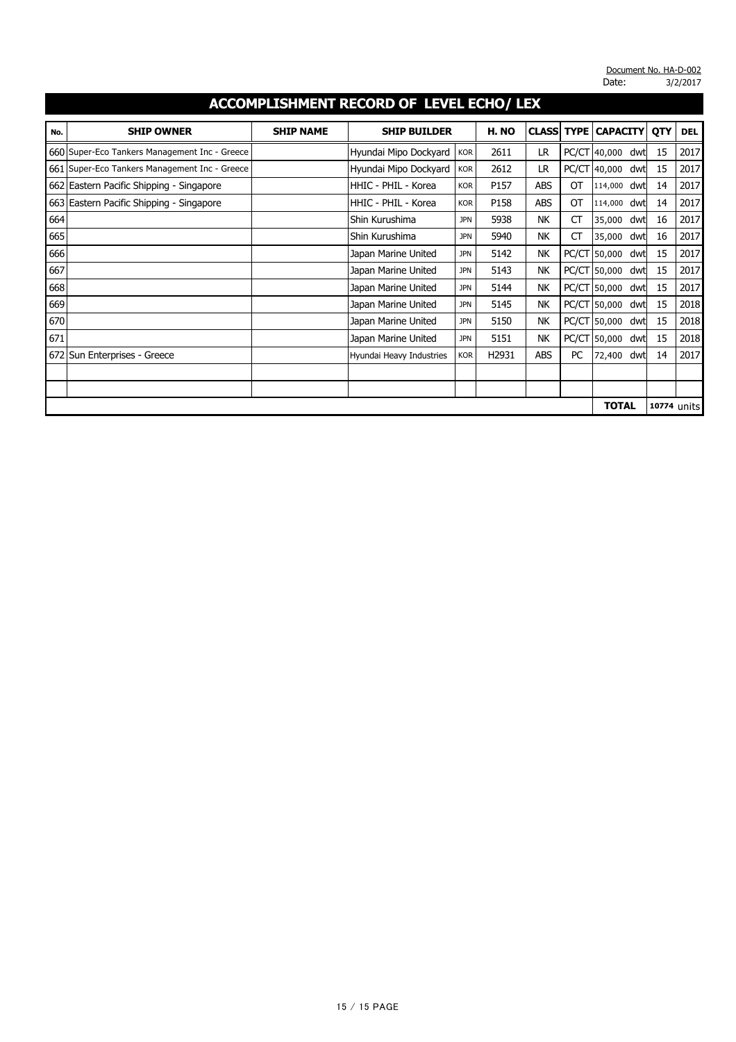Document No. HA-D-002
Date: 3/2/2017

# ACCOMPLISHMENT RECORD OF LEVEL ECHO/ LEX

| No. | SHIP OWNER | SHIP NAME | SHIP BUILDER | | H. NO | CLASS | TYPE | CAPACITY | QTY | DEL |
|---|---|---|---|---|---|---|---|---|---|---|
| 660 | Super-Eco Tankers Management Inc - Greece | | Hyundai Mipo Dockyard | KOR | 2611 | LR | PC/CT | 40,000 dwt | 15 | 2017 |
| 661 | Super-Eco Tankers Management Inc - Greece | | Hyundai Mipo Dockyard | KOR | 2612 | LR | PC/CT | 40,000 dwt | 15 | 2017 |
| 662 | Eastern Pacific Shipping - Singapore | | HHIC - PHIL - Korea | KOR | P157 | ABS | OT | 114,000 dwt | 14 | 2017 |
| 663 | Eastern Pacific Shipping - Singapore | | HHIC - PHIL - Korea | KOR | P158 | ABS | OT | 114,000 dwt | 14 | 2017 |
| 664 | | | Shin Kurushima | JPN | 5938 | NK | CT | 35,000 dwt | 16 | 2017 |
| 665 | | | Shin Kurushima | JPN | 5940 | NK | CT | 35,000 dwt | 16 | 2017 |
| 666 | | | Japan Marine United | JPN | 5142 | NK | PC/CT | 50,000 dwt | 15 | 2017 |
| 667 | | | Japan Marine United | JPN | 5143 | NK | PC/CT | 50,000 dwt | 15 | 2017 |
| 668 | | | Japan Marine United | JPN | 5144 | NK | PC/CT | 50,000 dwt | 15 | 2017 |
| 669 | | | Japan Marine United | JPN | 5145 | NK | PC/CT | 50,000 dwt | 15 | 2018 |
| 670 | | | Japan Marine United | JPN | 5150 | NK | PC/CT | 50,000 dwt | 15 | 2018 |
| 671 | | | Japan Marine United | JPN | 5151 | NK | PC/CT | 50,000 dwt | 15 | 2018 |
| 672 | Sun Enterprises - Greece | | Hyundai Heavy Industries | KOR | H2931 | ABS | PC | 72,400 dwt | 14 | 2017 |
| | | | | | | | | | | |
| | | | | | | | | | | |
| | | | | | | | | TOTAL | 10774 | units |